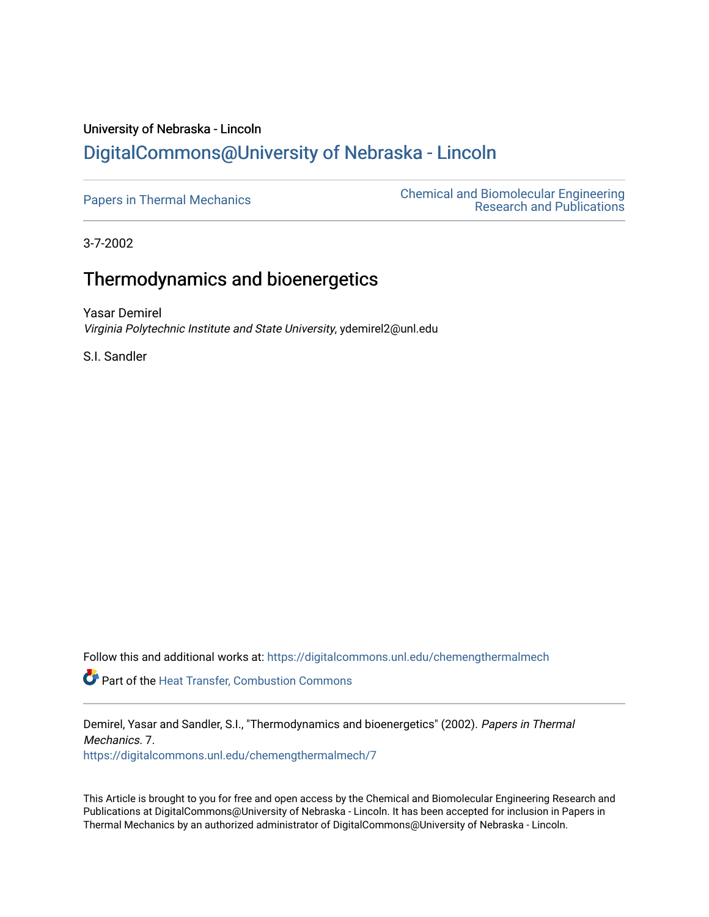University of Nebraska - Lincoln

# DigitalCommons@University of Nebraska - Lincoln

Papers in Thermal Mechanics

Chemical and Biomolecular Engineering Research and Publications

3-7-2002

## Thermodynamics and bioenergetics

Yasar Demirel
*Virginia Polytechnic Institute and State University*, ydemirel2@unl.edu

S.I. Sandler

Follow this and additional works at: https://digitalcommons.unl.edu/chemengthermalmech

Part of the Heat Transfer, Combustion Commons

Demirel, Yasar and Sandler, S.I., "Thermodynamics and bioenergetics" (2002). *Papers in Thermal Mechanics*. 7.
https://digitalcommons.unl.edu/chemengthermalmech/7

This Article is brought to you for free and open access by the Chemical and Biomolecular Engineering Research and Publications at DigitalCommons@University of Nebraska - Lincoln. It has been accepted for inclusion in Papers in Thermal Mechanics by an authorized administrator of DigitalCommons@University of Nebraska - Lincoln.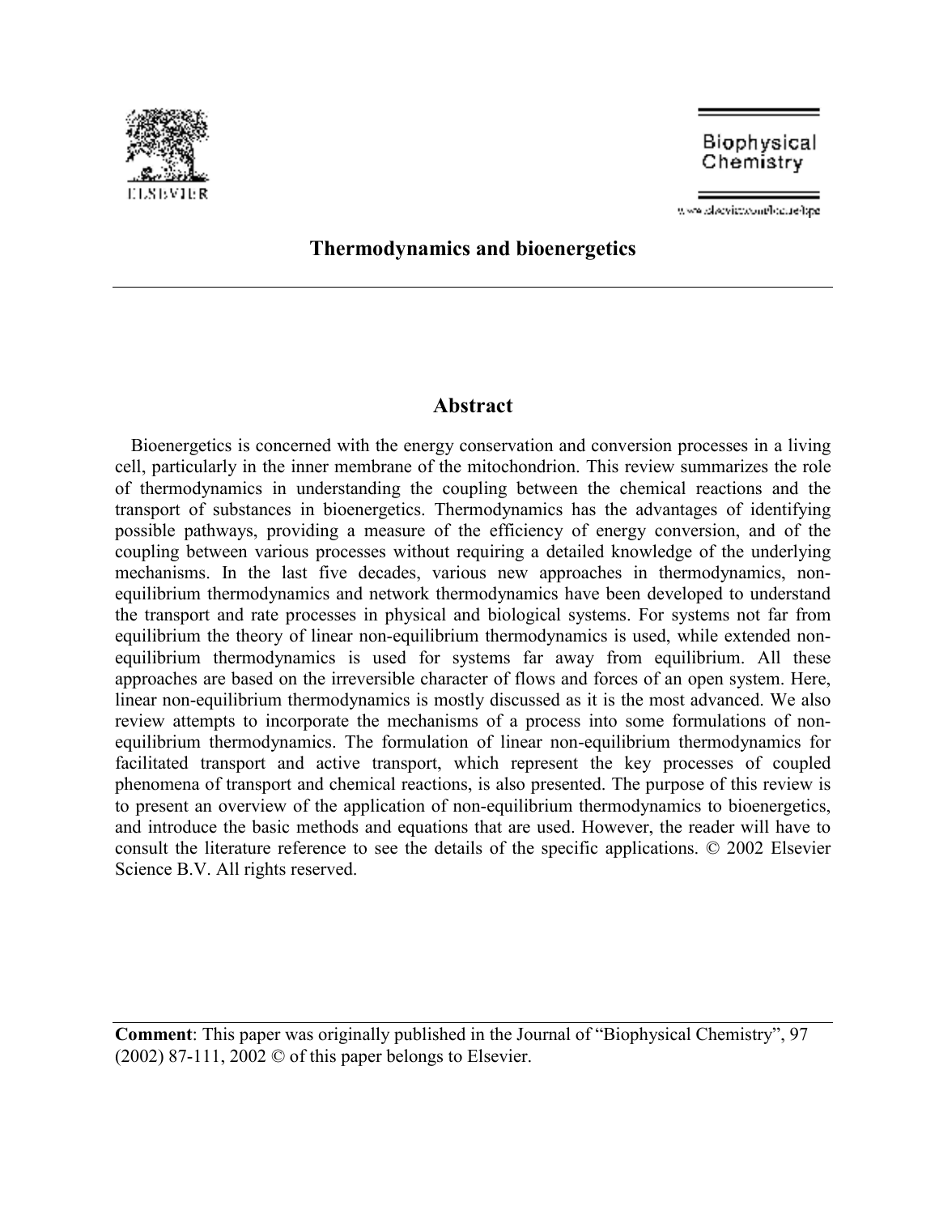# Thermodynamics and bioenergetics

## Abstract

Bioenergetics is concerned with the energy conservation and conversion processes in a living cell, particularly in the inner membrane of the mitochondrion. This review summarizes the role of thermodynamics in understanding the coupling between the chemical reactions and the transport of substances in bioenergetics. Thermodynamics has the advantages of identifying possible pathways, providing a measure of the efficiency of energy conversion, and of the coupling between various processes without requiring a detailed knowledge of the underlying mechanisms. In the last five decades, various new approaches in thermodynamics, non-equilibrium thermodynamics and network thermodynamics have been developed to understand the transport and rate processes in physical and biological systems. For systems not far from equilibrium the theory of linear non-equilibrium thermodynamics is used, while extended non-equilibrium thermodynamics is used for systems far away from equilibrium. All these approaches are based on the irreversible character of flows and forces of an open system. Here, linear non-equilibrium thermodynamics is mostly discussed as it is the most advanced. We also review attempts to incorporate the mechanisms of a process into some formulations of non-equilibrium thermodynamics. The formulation of linear non-equilibrium thermodynamics for facilitated transport and active transport, which represent the key processes of coupled phenomena of transport and chemical reactions, is also presented. The purpose of this review is to present an overview of the application of non-equilibrium thermodynamics to bioenergetics, and introduce the basic methods and equations that are used. However, the reader will have to consult the literature reference to see the details of the specific applications. © 2002 Elsevier Science B.V. All rights reserved.

**Comment**: This paper was originally published in the Journal of "Biophysical Chemistry", 97 (2002) 87-111, 2002 © of this paper belongs to Elsevier.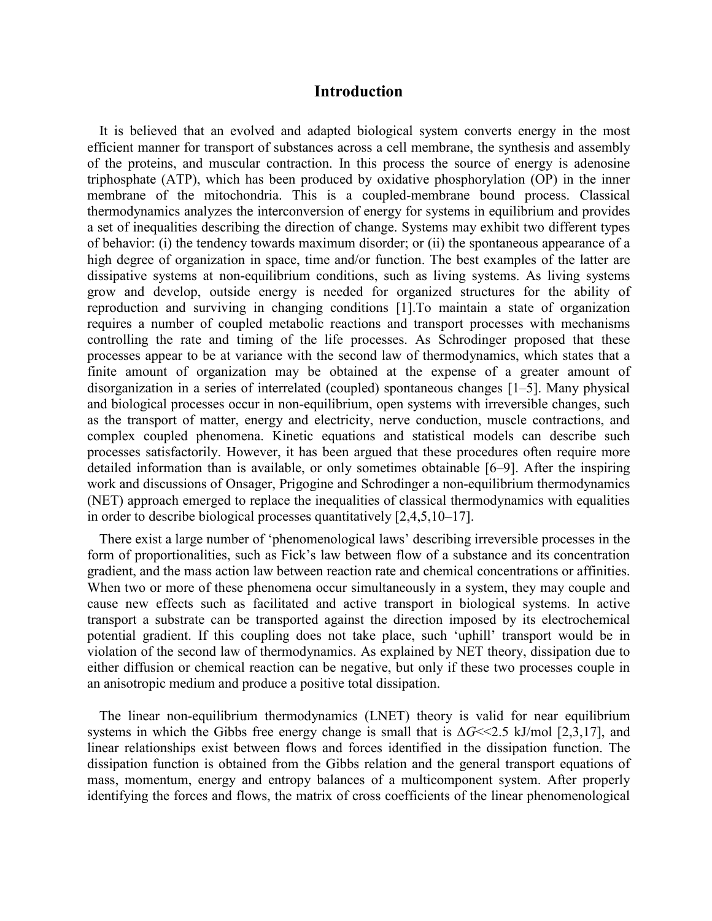# Introduction

It is believed that an evolved and adapted biological system converts energy in the most efficient manner for transport of substances across a cell membrane, the synthesis and assembly of the proteins, and muscular contraction. In this process the source of energy is adenosine triphosphate (ATP), which has been produced by oxidative phosphorylation (OP) in the inner membrane of the mitochondria. This is a coupled-membrane bound process. Classical thermodynamics analyzes the interconversion of energy for systems in equilibrium and provides a set of inequalities describing the direction of change. Systems may exhibit two different types of behavior: (i) the tendency towards maximum disorder; or (ii) the spontaneous appearance of a high degree of organization in space, time and/or function. The best examples of the latter are dissipative systems at non-equilibrium conditions, such as living systems. As living systems grow and develop, outside energy is needed for organized structures for the ability of reproduction and surviving in changing conditions [1].To maintain a state of organization requires a number of coupled metabolic reactions and transport processes with mechanisms controlling the rate and timing of the life processes. As Schrodinger proposed that these processes appear to be at variance with the second law of thermodynamics, which states that a finite amount of organization may be obtained at the expense of a greater amount of disorganization in a series of interrelated (coupled) spontaneous changes [1–5]. Many physical and biological processes occur in non-equilibrium, open systems with irreversible changes, such as the transport of matter, energy and electricity, nerve conduction, muscle contractions, and complex coupled phenomena. Kinetic equations and statistical models can describe such processes satisfactorily. However, it has been argued that these procedures often require more detailed information than is available, or only sometimes obtainable [6–9]. After the inspiring work and discussions of Onsager, Prigogine and Schrodinger a non-equilibrium thermodynamics (NET) approach emerged to replace the inequalities of classical thermodynamics with equalities in order to describe biological processes quantitatively [2,4,5,10–17].

There exist a large number of ‘phenomenological laws’ describing irreversible processes in the form of proportionalities, such as Fick’s law between flow of a substance and its concentration gradient, and the mass action law between reaction rate and chemical concentrations or affinities. When two or more of these phenomena occur simultaneously in a system, they may couple and cause new effects such as facilitated and active transport in biological systems. In active transport a substrate can be transported against the direction imposed by its electrochemical potential gradient. If this coupling does not take place, such ‘uphill’ transport would be in violation of the second law of thermodynamics. As explained by NET theory, dissipation due to either diffusion or chemical reaction can be negative, but only if these two processes couple in an anisotropic medium and produce a positive total dissipation.

The linear non-equilibrium thermodynamics (LNET) theory is valid for near equilibrium systems in which the Gibbs free energy change is small that is $\Delta G$<<2.5 kJ/mol [2,3,17], and linear relationships exist between flows and forces identified in the dissipation function. The dissipation function is obtained from the Gibbs relation and the general transport equations of mass, momentum, energy and entropy balances of a multicomponent system. After properly identifying the forces and flows, the matrix of cross coefficients of the linear phenomenological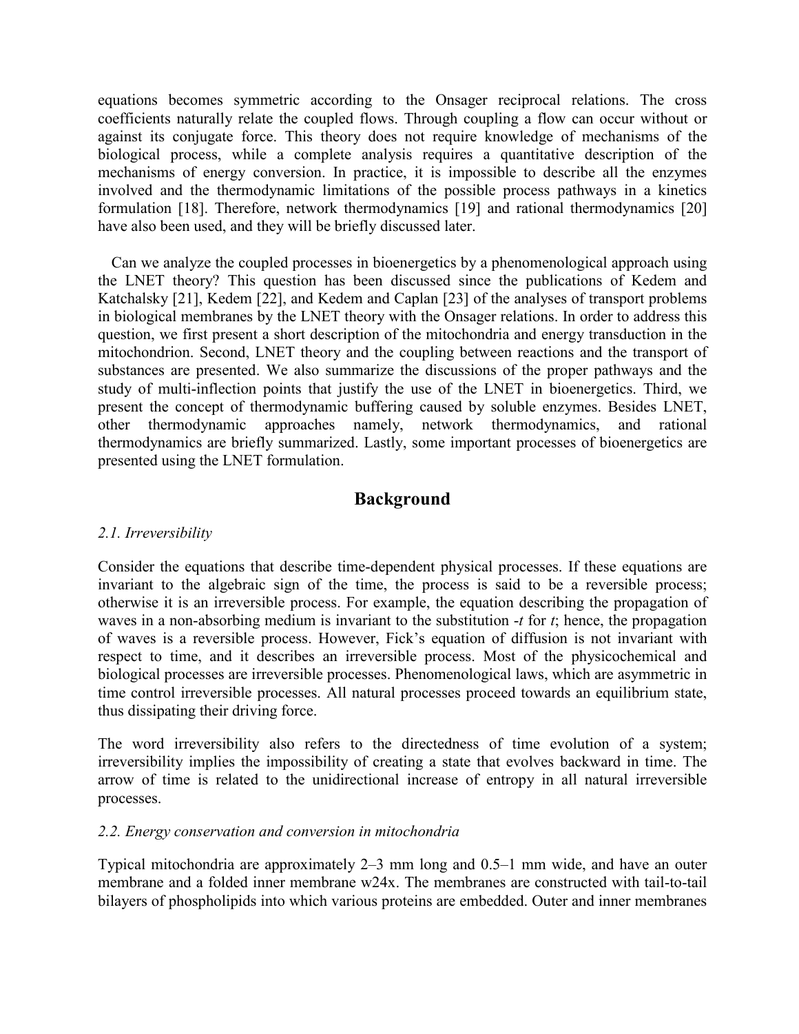equations becomes symmetric according to the Onsager reciprocal relations. The cross coefficients naturally relate the coupled flows. Through coupling a flow can occur without or against its conjugate force. This theory does not require knowledge of mechanisms of the biological process, while a complete analysis requires a quantitative description of the mechanisms of energy conversion. In practice, it is impossible to describe all the enzymes involved and the thermodynamic limitations of the possible process pathways in a kinetics formulation [18]. Therefore, network thermodynamics [19] and rational thermodynamics [20] have also been used, and they will be briefly discussed later.

Can we analyze the coupled processes in bioenergetics by a phenomenological approach using the LNET theory? This question has been discussed since the publications of Kedem and Katchalsky [21], Kedem [22], and Kedem and Caplan [23] of the analyses of transport problems in biological membranes by the LNET theory with the Onsager relations. In order to address this question, we first present a short description of the mitochondria and energy transduction in the mitochondrion. Second, LNET theory and the coupling between reactions and the transport of substances are presented. We also summarize the discussions of the proper pathways and the study of multi-inflection points that justify the use of the LNET in bioenergetics. Third, we present the concept of thermodynamic buffering caused by soluble enzymes. Besides LNET, other thermodynamic approaches namely, network thermodynamics, and rational thermodynamics are briefly summarized. Lastly, some important processes of bioenergetics are presented using the LNET formulation.

## Background

### *2.1. Irreversibility*

Consider the equations that describe time-dependent physical processes. If these equations are invariant to the algebraic sign of the time, the process is said to be a reversible process; otherwise it is an irreversible process. For example, the equation describing the propagation of waves in a non-absorbing medium is invariant to the substitution $-t$ for $t$; hence, the propagation of waves is a reversible process. However, Fick's equation of diffusion is not invariant with respect to time, and it describes an irreversible process. Most of the physicochemical and biological processes are irreversible processes. Phenomenological laws, which are asymmetric in time control irreversible processes. All natural processes proceed towards an equilibrium state, thus dissipating their driving force.

The word irreversibility also refers to the directedness of time evolution of a system; irreversibility implies the impossibility of creating a state that evolves backward in time. The arrow of time is related to the unidirectional increase of entropy in all natural irreversible processes.

### *2.2. Energy conservation and conversion in mitochondria*

Typical mitochondria are approximately 2–3 mm long and 0.5–1 mm wide, and have an outer membrane and a folded inner membrane w24x. The membranes are constructed with tail-to-tail bilayers of phospholipids into which various proteins are embedded. Outer and inner membranes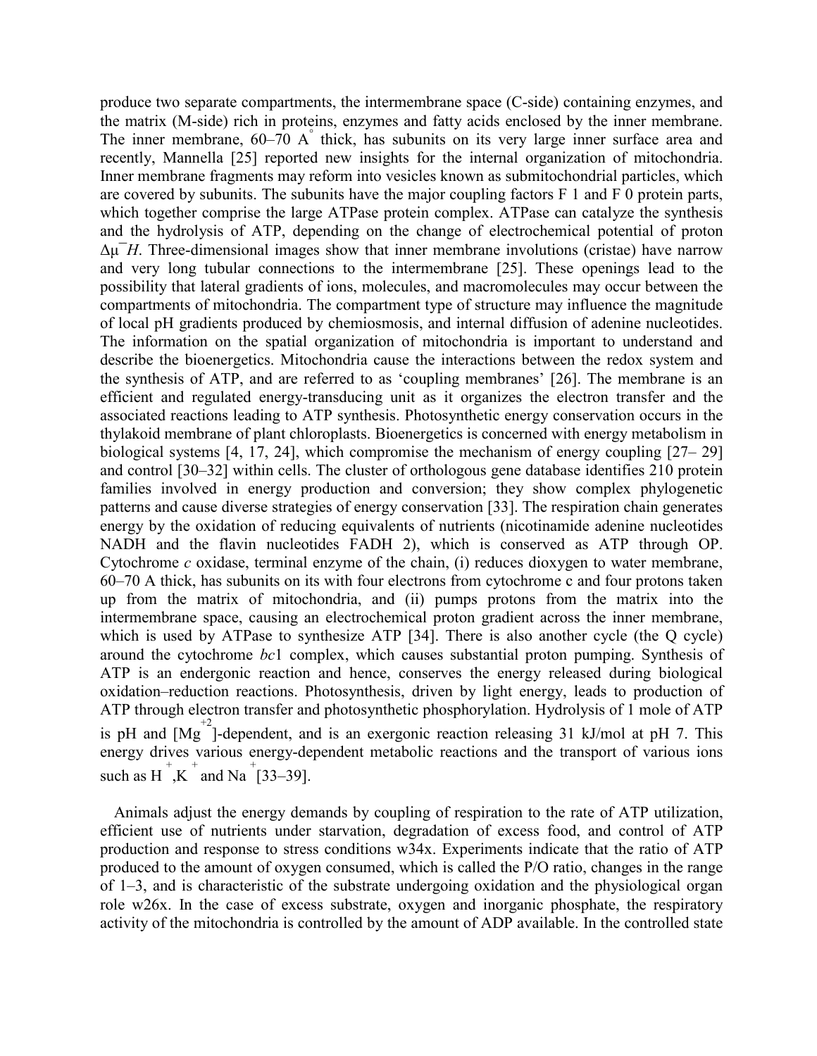produce two separate compartments, the intermembrane space (C-side) containing enzymes, and the matrix (M-side) rich in proteins, enzymes and fatty acids enclosed by the inner membrane. The inner membrane, 60–70 Å thick, has subunits on its very large inner surface area and recently, Mannella [25] reported new insights for the internal organization of mitochondria. Inner membrane fragments may reform into vesicles known as submitochondrial particles, which are covered by subunits. The subunits have the major coupling factors F 1 and F 0 protein parts, which together comprise the large ATPase protein complex. ATPase can catalyze the synthesis and the hydrolysis of ATP, depending on the change of electrochemical potential of proton $\Delta\bar{\mu}H$. Three-dimensional images show that inner membrane involutions (cristae) have narrow and very long tubular connections to the intermembrane [25]. These openings lead to the possibility that lateral gradients of ions, molecules, and macromolecules may occur between the compartments of mitochondria. The compartment type of structure may influence the magnitude of local pH gradients produced by chemiosmosis, and internal diffusion of adenine nucleotides. The information on the spatial organization of mitochondria is important to understand and describe the bioenergetics. Mitochondria cause the interactions between the redox system and the synthesis of ATP, and are referred to as 'coupling membranes' [26]. The membrane is an efficient and regulated energy-transducing unit as it organizes the electron transfer and the associated reactions leading to ATP synthesis. Photosynthetic energy conservation occurs in the thylakoid membrane of plant chloroplasts. Bioenergetics is concerned with energy metabolism in biological systems [4, 17, 24], which compromise the mechanism of energy coupling [27– 29] and control [30–32] within cells. The cluster of orthologous gene database identifies 210 protein families involved in energy production and conversion; they show complex phylogenetic patterns and cause diverse strategies of energy conservation [33]. The respiration chain generates energy by the oxidation of reducing equivalents of nutrients (nicotinamide adenine nucleotides NADH and the flavin nucleotides FADH 2), which is conserved as ATP through OP. Cytochrome *c* oxidase, terminal enzyme of the chain, (i) reduces dioxygen to water membrane, 60–70 A thick, has subunits on its with four electrons from cytochrome c and four protons taken up from the matrix of mitochondria, and (ii) pumps protons from the matrix into the intermembrane space, causing an electrochemical proton gradient across the inner membrane, which is used by ATPase to synthesize ATP [34]. There is also another cycle (the Q cycle) around the cytochrome *bc*1 complex, which causes substantial proton pumping. Synthesis of ATP is an endergonic reaction and hence, conserves the energy released during biological oxidation–reduction reactions. Photosynthesis, driven by light energy, leads to production of ATP through electron transfer and photosynthetic phosphorylation. Hydrolysis of 1 mole of ATP is pH and $[Mg^{+2}]$-dependent, and is an exergonic reaction releasing 31 kJ/mol at pH 7. This energy drives various energy-dependent metabolic reactions and the transport of various ions such as $H^+$, $K^+$ and $Na^+$ [33–39].

Animals adjust the energy demands by coupling of respiration to the rate of ATP utilization, efficient use of nutrients under starvation, degradation of excess food, and control of ATP production and response to stress conditions w34x. Experiments indicate that the ratio of ATP produced to the amount of oxygen consumed, which is called the P/O ratio, changes in the range of 1–3, and is characteristic of the substrate undergoing oxidation and the physiological organ role w26x. In the case of excess substrate, oxygen and inorganic phosphate, the respiratory activity of the mitochondria is controlled by the amount of ADP available. In the controlled state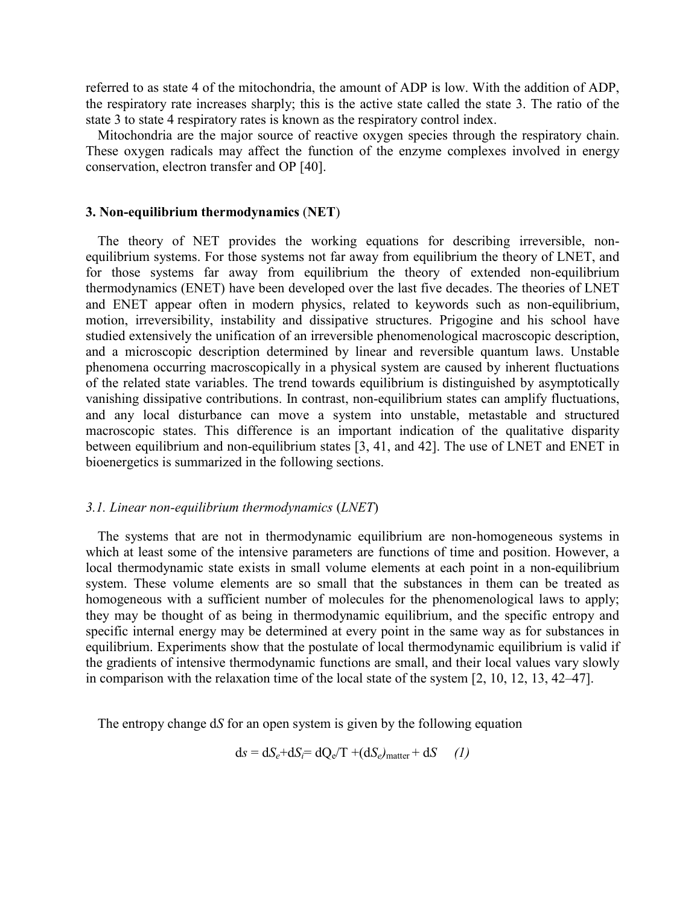referred to as state 4 of the mitochondria, the amount of ADP is low. With the addition of ADP, the respiratory rate increases sharply; this is the active state called the state 3. The ratio of the state 3 to state 4 respiratory rates is known as the respiratory control index.

Mitochondria are the major source of reactive oxygen species through the respiratory chain. These oxygen radicals may affect the function of the enzyme complexes involved in energy conservation, electron transfer and OP [40].

### 3. Non-equilibrium thermodynamics (NET)

The theory of NET provides the working equations for describing irreversible, non-equilibrium systems. For those systems not far away from equilibrium the theory of LNET, and for those systems far away from equilibrium the theory of extended non-equilibrium thermodynamics (ENET) have been developed over the last five decades. The theories of LNET and ENET appear often in modern physics, related to keywords such as non-equilibrium, motion, irreversibility, instability and dissipative structures. Prigogine and his school have studied extensively the unification of an irreversible phenomenological macroscopic description, and a microscopic description determined by linear and reversible quantum laws. Unstable phenomena occurring macroscopically in a physical system are caused by inherent fluctuations of the related state variables. The trend towards equilibrium is distinguished by asymptotically vanishing dissipative contributions. In contrast, non-equilibrium states can amplify fluctuations, and any local disturbance can move a system into unstable, metastable and structured macroscopic states. This difference is an important indication of the qualitative disparity between equilibrium and non-equilibrium states [3, 41, and 42]. The use of LNET and ENET in bioenergetics is summarized in the following sections.

#### *3.1. Linear non-equilibrium thermodynamics (LNET)*

The systems that are not in thermodynamic equilibrium are non-homogeneous systems in which at least some of the intensive parameters are functions of time and position. However, a local thermodynamic state exists in small volume elements at each point in a non-equilibrium system. These volume elements are so small that the substances in them can be treated as homogeneous with a sufficient number of molecules for the phenomenological laws to apply; they may be thought of as being in thermodynamic equilibrium, and the specific entropy and specific internal energy may be determined at every point in the same way as for substances in equilibrium. Experiments show that the postulate of local thermodynamic equilibrium is valid if the gradients of intensive thermodynamic functions are small, and their local values vary slowly in comparison with the relaxation time of the local state of the system [2, 10, 12, 13, 42–47].

The entropy change d$S$ for an open system is given by the following equation

$$ds = dS_e + dS_i = dQ_e/T + (dS_e)_{\text{matter}} + dS \quad (1)$$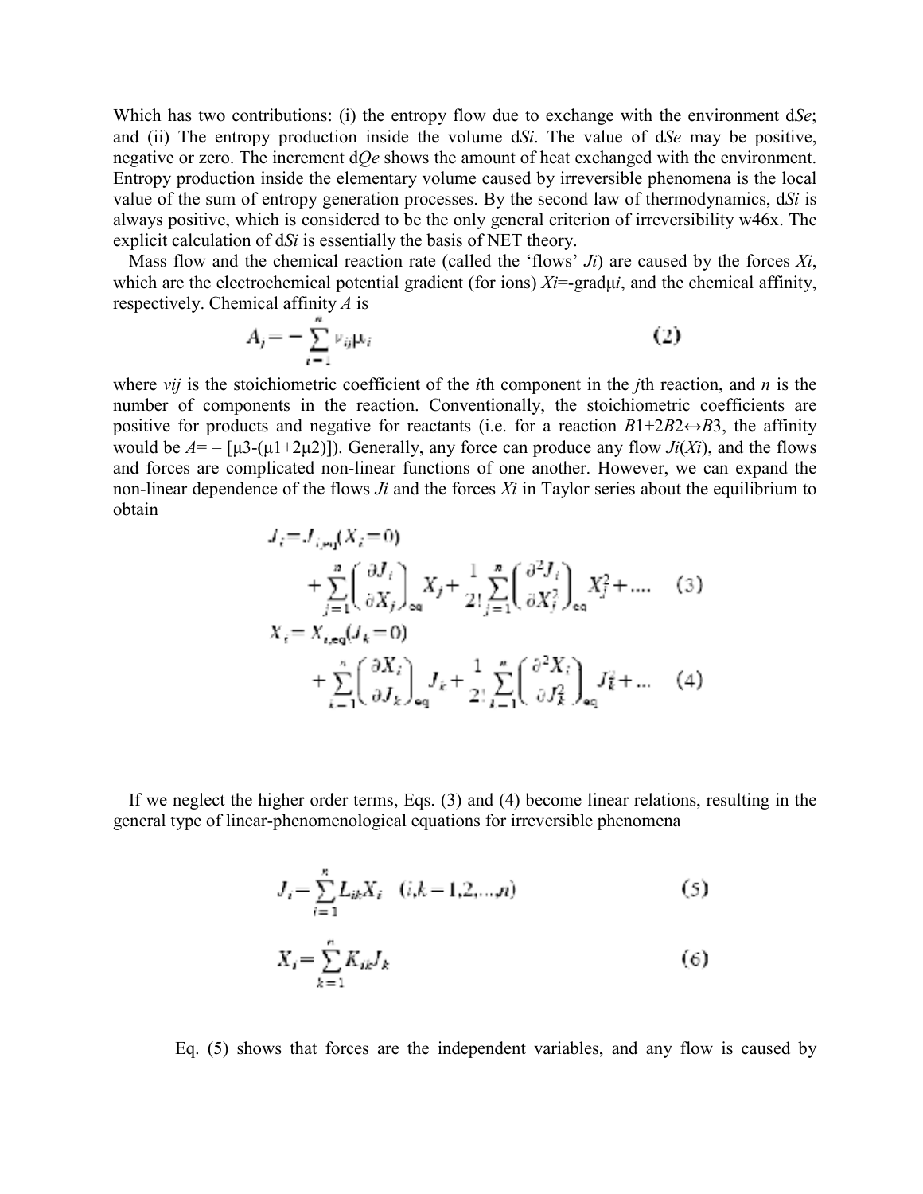Which has two contributions: (i) the entropy flow due to exchange with the environment $dS_e$; and (ii) The entropy production inside the volume $dS_i$. The value of $dS_e$ may be positive, negative or zero. The increment $dQ_e$ shows the amount of heat exchanged with the environment. Entropy production inside the elementary volume caused by irreversible phenomena is the local value of the sum of entropy generation processes. By the second law of thermodynamics, $dS_i$ is always positive, which is considered to be the only general criterion of irreversibility w46x. The explicit calculation of $dS_i$ is essentially the basis of NET theory.

Mass flow and the chemical reaction rate (called the 'flows' $J_i$) are caused by the forces $X_i$, which are the electrochemical potential gradient (for ions) $X_i$=-grad$\mu_i$, and the chemical affinity, respectively. Chemical affinity $A$ is

$$A_j = -\sum_{i=1}^{n} \nu_{ij}\mu_i \tag{2}$$

where $v_{ij}$ is the stoichiometric coefficient of the $i$th component in the $j$th reaction, and $n$ is the number of components in the reaction. Conventionally, the stoichiometric coefficients are positive for products and negative for reactants (i.e. for a reaction $B1+2B2 \leftrightarrow B3$, the affinity would be $A = -[\mu_3 - (\mu_1 + 2\mu_2)]$). Generally, any force can produce any flow $J_i(X_i)$, and the flows and forces are complicated non-linear functions of one another. However, we can expand the non-linear dependence of the flows $J_i$ and the forces $X_i$ in Taylor series about the equilibrium to obtain

$$J_i = J_{i,eq}(X_i = 0) + \sum_{j=1}^{n}\left(\frac{\partial J_i}{\partial X_j}\right)_{eq} X_j + \frac{1}{2!}\sum_{j=1}^{n}\left(\frac{\partial^2 J_i}{\partial X_j^2}\right)_{eq} X_j^2 + \ldots \tag{3}$$

$$X_i = X_{i,eq}(J_k = 0) + \sum_{k=1}^{n}\left(\frac{\partial X_i}{\partial J_k}\right)_{eq} J_k + \frac{1}{2!}\sum_{k=1}^{n}\left(\frac{\partial^2 X_i}{\partial J_k^2}\right)_{eq} J_k^2 + \ldots \tag{4}$$

If we neglect the higher order terms, Eqs. (3) and (4) become linear relations, resulting in the general type of linear-phenomenological equations for irreversible phenomena

$$J_i = \sum_{i=1}^{n} L_{ik} X_i \quad (i,k = 1,2,\ldots,n) \tag{5}$$

$$X_i = \sum_{k=1}^{n} K_{ik} J_k \tag{6}$$

Eq. (5) shows that forces are the independent variables, and any flow is caused by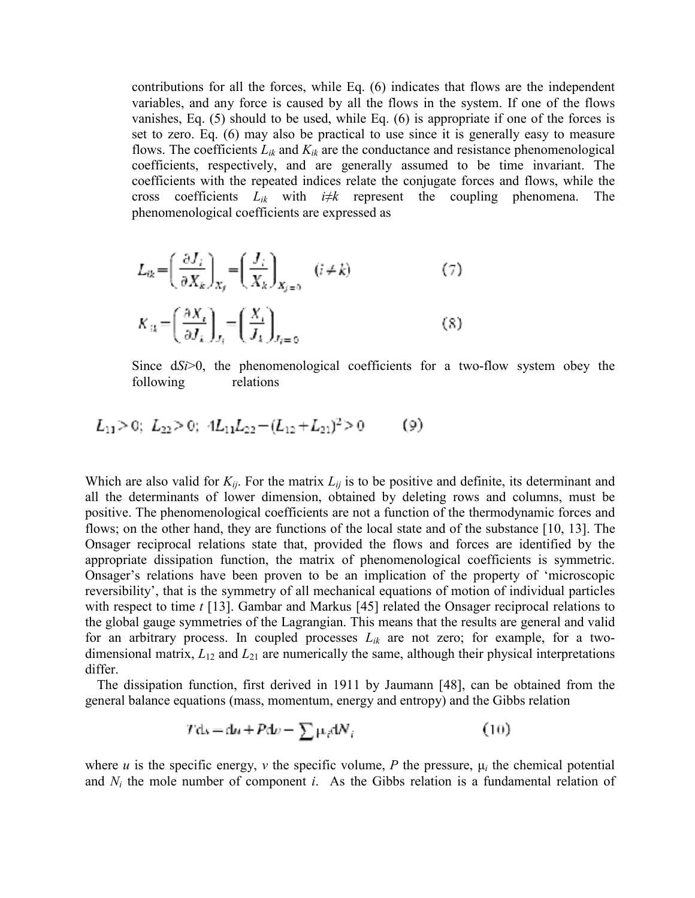contributions for all the forces, while Eq. (6) indicates that flows are the independent variables, and any force is caused by all the flows in the system. If one of the flows vanishes, Eq. (5) should to be used, while Eq. (6) is appropriate if one of the forces is set to zero. Eq. (6) may also be practical to use since it is generally easy to measure flows. The coefficients $L_{ik}$ and $K_{ik}$ are the conductance and resistance phenomenological coefficients, respectively, and are generally assumed to be time invariant. The coefficients with the repeated indices relate the conjugate forces and flows, while the cross coefficients $L_{ik}$ with $i \neq k$ represent the coupling phenomena. The phenomenological coefficients are expressed as

$$L_{ik} = \left( \frac{\partial J_i}{\partial X_k} \right)_{X_j} = \left( \frac{J_i}{X_k} \right)_{X_j = 0} \quad (i \neq k) \tag{7}$$

$$K_{ik} = \left( \frac{\partial X_i}{\partial J_k} \right)_{J_j} = \left( \frac{X_i}{J_k} \right)_{J_j = 0} \tag{8}$$

Since $dS_i > 0$, the phenomenological coefficients for a two-flow system obey the following relations

$$L_{11} > 0; \; L_{22} > 0; \; 4L_{11}L_{22} - (L_{12} + L_{21})^2 > 0 \tag{9}$$

Which are also valid for $K_{ij}$. For the matrix $L_{ij}$ is to be positive and definite, its determinant and all the determinants of lower dimension, obtained by deleting rows and columns, must be positive. The phenomenological coefficients are not a function of the thermodynamic forces and flows; on the other hand, they are functions of the local state and of the substance [10, 13]. The Onsager reciprocal relations state that, provided the flows and forces are identified by the appropriate dissipation function, the matrix of phenomenological coefficients is symmetric. Onsager's relations have been proven to be an implication of the property of 'microscopic reversibility', that is the symmetry of all mechanical equations of motion of individual particles with respect to time $t$ [13]. Gambar and Markus [45] related the Onsager reciprocal relations to the global gauge symmetries of the Lagrangian. This means that the results are general and valid for an arbitrary process. In coupled processes $L_{ik}$ are not zero; for example, for a two-dimensional matrix, $L_{12}$ and $L_{21}$ are numerically the same, although their physical interpretations differ.

The dissipation function, first derived in 1911 by Jaumann [48], can be obtained from the general balance equations (mass, momentum, energy and entropy) and the Gibbs relation

$$T ds = du + P dv - \sum \mu_i dN_i \tag{10}$$

where $u$ is the specific energy, $v$ the specific volume, $P$ the pressure, $\mu_i$ the chemical potential and $N_i$ the mole number of component $i$. As the Gibbs relation is a fundamental relation of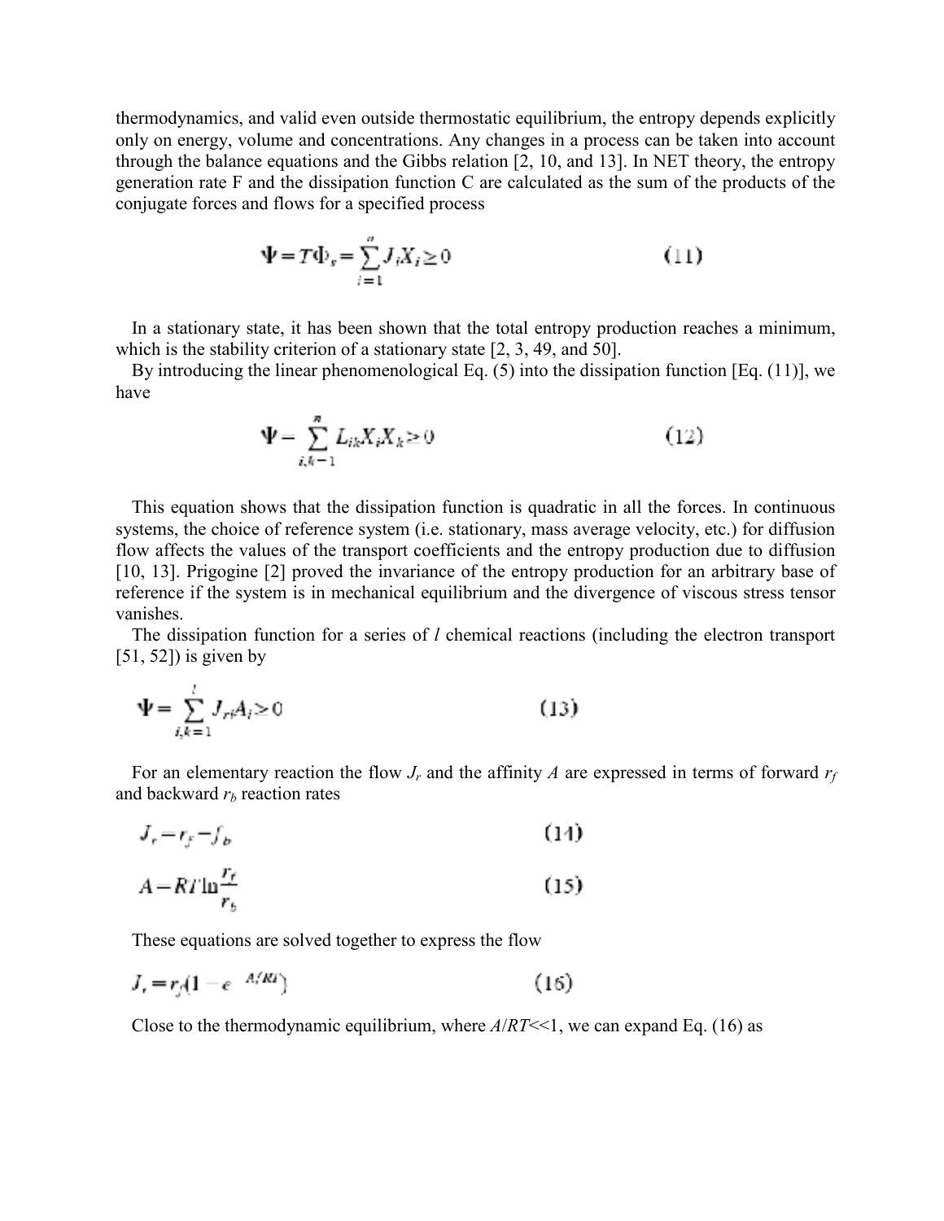thermodynamics, and valid even outside thermostatic equilibrium, the entropy depends explicitly only on energy, volume and concentrations. Any changes in a process can be taken into account through the balance equations and the Gibbs relation [2, 10, and 13]. In NET theory, the entropy generation rate F and the dissipation function C are calculated as the sum of the products of the conjugate forces and flows for a specified process

$$\Psi = T\Phi_s = \sum_{i=1}^{n} J_i X_i \geq 0 \tag{11}$$

In a stationary state, it has been shown that the total entropy production reaches a minimum, which is the stability criterion of a stationary state [2, 3, 49, and 50].

By introducing the linear phenomenological Eq. (5) into the dissipation function [Eq. (11)], we have

$$\Psi = \sum_{i,k=1}^{n} L_{ik} X_i X_k \geq 0 \tag{12}$$

This equation shows that the dissipation function is quadratic in all the forces. In continuous systems, the choice of reference system (i.e. stationary, mass average velocity, etc.) for diffusion flow affects the values of the transport coefficients and the entropy production due to diffusion [10, 13]. Prigogine [2] proved the invariance of the entropy production for an arbitrary base of reference if the system is in mechanical equilibrium and the divergence of viscous stress tensor vanishes.

The dissipation function for a series of $l$ chemical reactions (including the electron transport [51, 52]) is given by

$$\Psi = \sum_{i,k=1}^{l} J_{ri} A_i \geq 0 \tag{13}$$

For an elementary reaction the flow $J_r$ and the affinity $A$ are expressed in terms of forward $r_f$ and backward $r_b$ reaction rates

$$J_r = r_f - r_b \tag{14}$$

$$A = RT \ln \frac{r_f}{r_b} \tag{15}$$

These equations are solved together to express the flow

$$J_r = r_f\left(1 - e^{-A/RT}\right) \tag{16}$$

Close to the thermodynamic equilibrium, where $A/RT$<<1, we can expand Eq. (16) as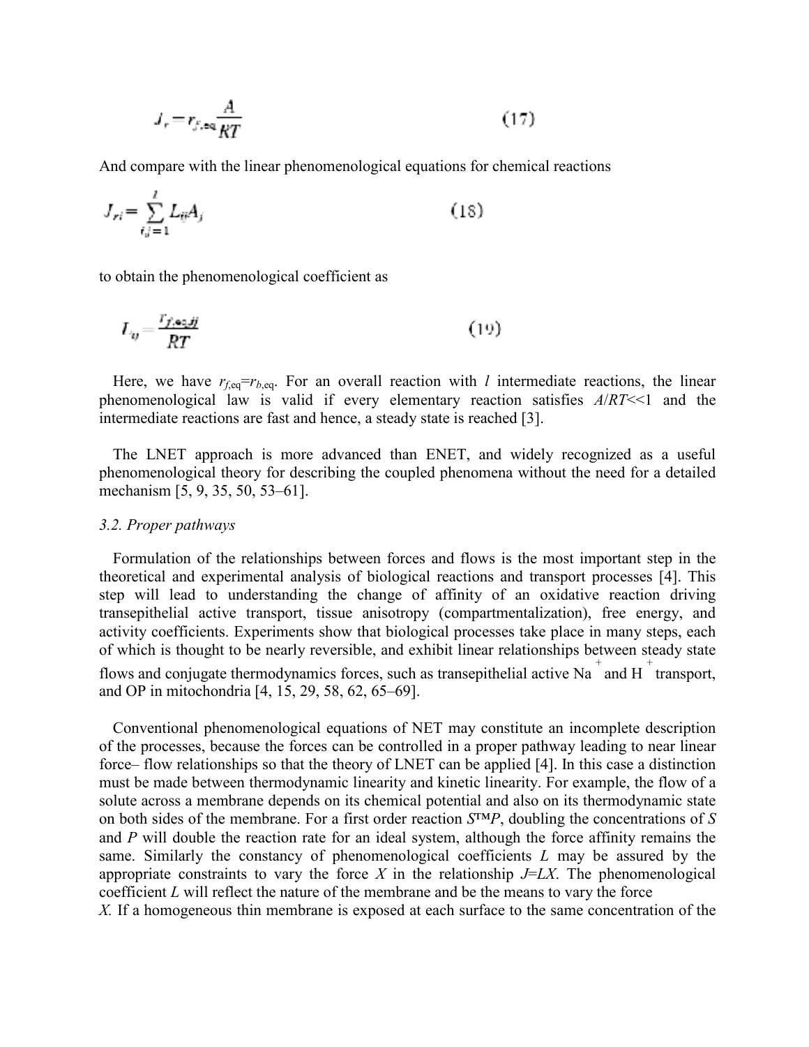$$J_r = r_{f,\text{eq}} \frac{A}{RT} \tag{17}$$

And compare with the linear phenomenological equations for chemical reactions

$$J_{ri} = \sum_{i,j=1}^{l} L_{ij} A_j \tag{18}$$

to obtain the phenomenological coefficient as

$$L_{ij} = \frac{r_{f,\text{eq},ij}}{RT} \tag{19}$$

Here, we have $r_{f,\text{eq}}=r_{b,\text{eq}}$. For an overall reaction with $l$ intermediate reactions, the linear phenomenological law is valid if every elementary reaction satisfies $A/RT<<1$ and the intermediate reactions are fast and hence, a steady state is reached [3].

The LNET approach is more advanced than ENET, and widely recognized as a useful phenomenological theory for describing the coupled phenomena without the need for a detailed mechanism [5, 9, 35, 50, 53–61].

*3.2. Proper pathways*

Formulation of the relationships between forces and flows is the most important step in the theoretical and experimental analysis of biological reactions and transport processes [4]. This step will lead to understanding the change of affinity of an oxidative reaction driving transepithelial active transport, tissue anisotropy (compartmentalization), free energy, and activity coefficients. Experiments show that biological processes take place in many steps, each of which is thought to be nearly reversible, and exhibit linear relationships between steady state flows and conjugate thermodynamics forces, such as transepithelial active $Na^+$ and $H^+$ transport, and OP in mitochondria [4, 15, 29, 58, 62, 65–69].

Conventional phenomenological equations of NET may constitute an incomplete description of the processes, because the forces can be controlled in a proper pathway leading to near linear force– flow relationships so that the theory of LNET can be applied [4]. In this case a distinction must be made between thermodynamic linearity and kinetic linearity. For example, the flow of a solute across a membrane depends on its chemical potential and also on its thermodynamic state on both sides of the membrane. For a first order reaction *S*™*P*, doubling the concentrations of *S* and *P* will double the reaction rate for an ideal system, although the force affinity remains the same. Similarly the constancy of phenomenological coefficients *L* may be assured by the appropriate constraints to vary the force *X* in the relationship $J=LX$. The phenomenological coefficient *L* will reflect the nature of the membrane and be the means to vary the force *X*. If a homogeneous thin membrane is exposed at each surface to the same concentration of the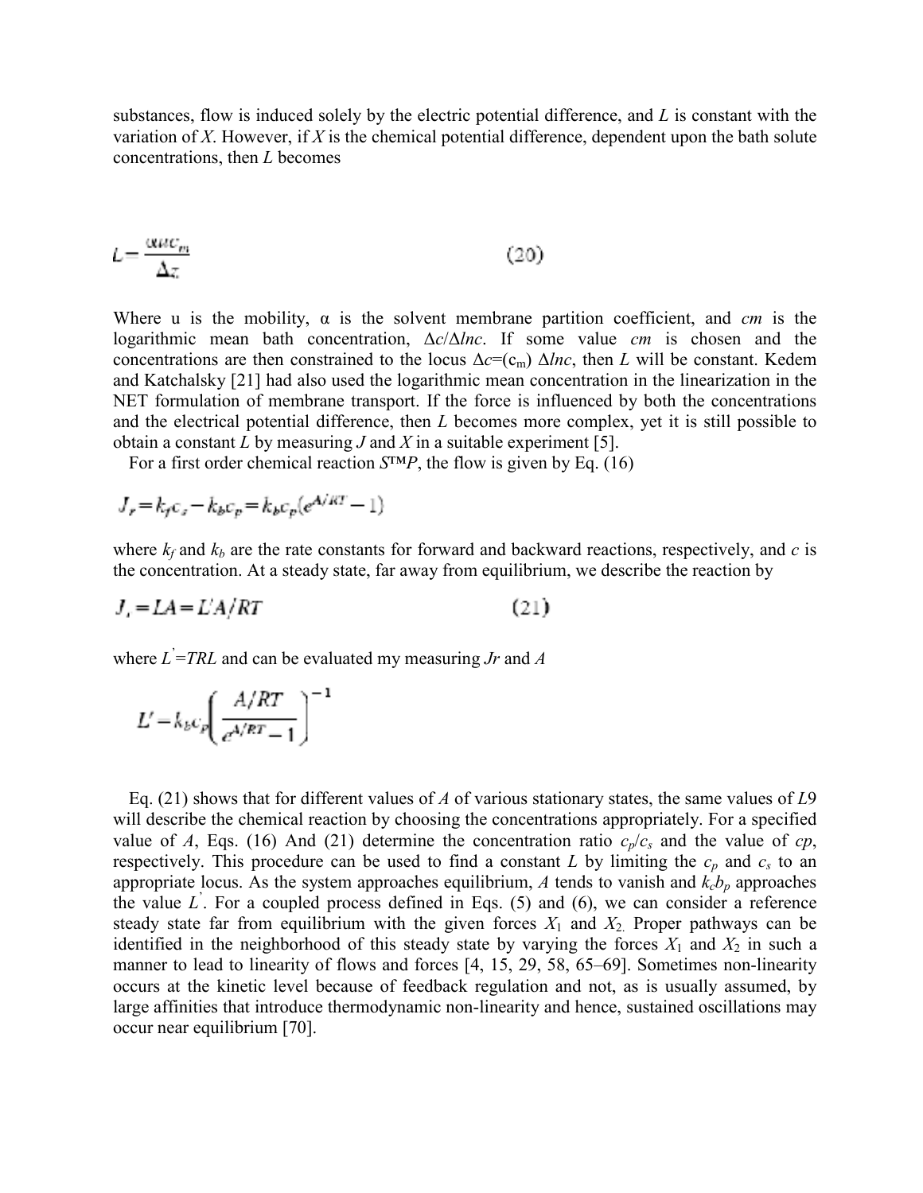substances, flow is induced solely by the electric potential difference, and $L$ is constant with the variation of $X$. However, if $X$ is the chemical potential difference, dependent upon the bath solute concentrations, then $L$ becomes

$$L = \frac{\alpha u c_m}{\Delta z} \tag{20}$$

Where u is the mobility, α is the solvent membrane partition coefficient, and $cm$ is the logarithmic mean bath concentration, $\Delta c/\Delta lnc$. If some value $cm$ is chosen and the concentrations are then constrained to the locus $\Delta c=(c_m)\ \Delta lnc$, then $L$ will be constant. Kedem and Katchalsky [21] had also used the logarithmic mean concentration in the linearization in the NET formulation of membrane transport. If the force is influenced by both the concentrations and the electrical potential difference, then $L$ becomes more complex, yet it is still possible to obtain a constant $L$ by measuring $J$ and $X$ in a suitable experiment [5].

For a first order chemical reaction *S*™*P*, the flow is given by Eq. (16)

$$J_r = k_f c_s - k_b c_p = k_b c_p (e^{A/RT} - 1)$$

where $k_f$ and $k_b$ are the rate constants for forward and backward reactions, respectively, and $c$ is the concentration. At a steady state, far away from equilibrium, we describe the reaction by

$$J_r = LA = L' A/RT \tag{21}$$

where $L' = TRL$ and can be evaluated my measuring $Jr$ and $A$

$$L' = k_b c_p \left( \frac{A/RT}{e^{A/RT} - 1} \right)^{-1}$$

Eq. (21) shows that for different values of $A$ of various stationary states, the same values of $L$9 will describe the chemical reaction by choosing the concentrations appropriately. For a specified value of $A$, Eqs. (16) And (21) determine the concentration ratio $c_p/c_s$ and the value of $cp$, respectively. This procedure can be used to find a constant $L$ by limiting the $c_p$ and $c_s$ to an appropriate locus. As the system approaches equilibrium, $A$ tends to vanish and $k_c b_p$ approaches the value $L'$. For a coupled process defined in Eqs. (5) and (6), we can consider a reference steady state far from equilibrium with the given forces $X_1$ and $X_2$. Proper pathways can be identified in the neighborhood of this steady state by varying the forces $X_1$ and $X_2$ in such a manner to lead to linearity of flows and forces [4, 15, 29, 58, 65–69]. Sometimes non-linearity occurs at the kinetic level because of feedback regulation and not, as is usually assumed, by large affinities that introduce thermodynamic non-linearity and hence, sustained oscillations may occur near equilibrium [70].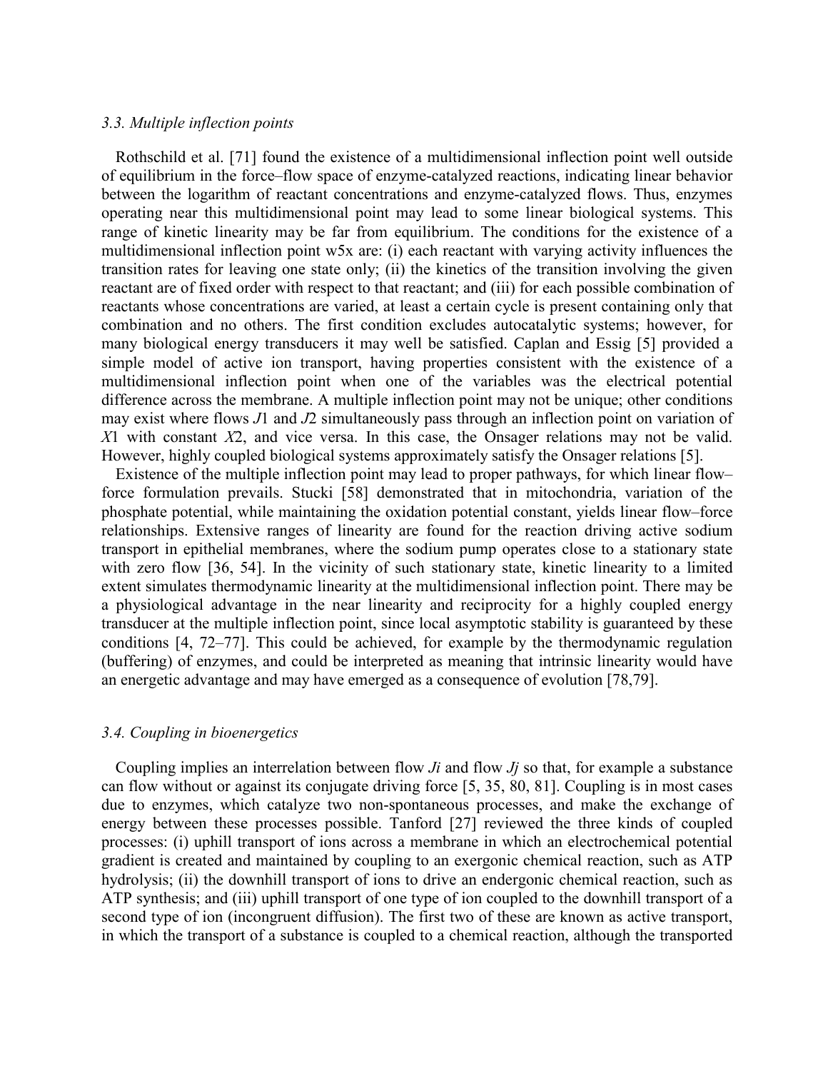### 3.3. Multiple inflection points

Rothschild et al. [71] found the existence of a multidimensional inflection point well outside of equilibrium in the force–flow space of enzyme-catalyzed reactions, indicating linear behavior between the logarithm of reactant concentrations and enzyme-catalyzed flows. Thus, enzymes operating near this multidimensional point may lead to some linear biological systems. This range of kinetic linearity may be far from equilibrium. The conditions for the existence of a multidimensional inflection point w5x are: (i) each reactant with varying activity influences the transition rates for leaving one state only; (ii) the kinetics of the transition involving the given reactant are of fixed order with respect to that reactant; and (iii) for each possible combination of reactants whose concentrations are varied, at least a certain cycle is present containing only that combination and no others. The first condition excludes autocatalytic systems; however, for many biological energy transducers it may well be satisfied. Caplan and Essig [5] provided a simple model of active ion transport, having properties consistent with the existence of a multidimensional inflection point when one of the variables was the electrical potential difference across the membrane. A multiple inflection point may not be unique; other conditions may exist where flows $J_1$ and $J_2$ simultaneously pass through an inflection point on variation of $X_1$ with constant $X_2$, and vice versa. In this case, the Onsager relations may not be valid. However, highly coupled biological systems approximately satisfy the Onsager relations [5].

Existence of the multiple inflection point may lead to proper pathways, for which linear flow–force formulation prevails. Stucki [58] demonstrated that in mitochondria, variation of the phosphate potential, while maintaining the oxidation potential constant, yields linear flow–force relationships. Extensive ranges of linearity are found for the reaction driving active sodium transport in epithelial membranes, where the sodium pump operates close to a stationary state with zero flow [36, 54]. In the vicinity of such stationary state, kinetic linearity to a limited extent simulates thermodynamic linearity at the multidimensional inflection point. There may be a physiological advantage in the near linearity and reciprocity for a highly coupled energy transducer at the multiple inflection point, since local asymptotic stability is guaranteed by these conditions [4, 72–77]. This could be achieved, for example by the thermodynamic regulation (buffering) of enzymes, and could be interpreted as meaning that intrinsic linearity would have an energetic advantage and may have emerged as a consequence of evolution [78,79].

### 3.4. Coupling in bioenergetics

Coupling implies an interrelation between flow $J_i$ and flow $J_j$ so that, for example a substance can flow without or against its conjugate driving force [5, 35, 80, 81]. Coupling is in most cases due to enzymes, which catalyze two non-spontaneous processes, and make the exchange of energy between these processes possible. Tanford [27] reviewed the three kinds of coupled processes: (i) uphill transport of ions across a membrane in which an electrochemical potential gradient is created and maintained by coupling to an exergonic chemical reaction, such as ATP hydrolysis; (ii) the downhill transport of ions to drive an endergonic chemical reaction, such as ATP synthesis; and (iii) uphill transport of one type of ion coupled to the downhill transport of a second type of ion (incongruent diffusion). The first two of these are known as active transport, in which the transport of a substance is coupled to a chemical reaction, although the transported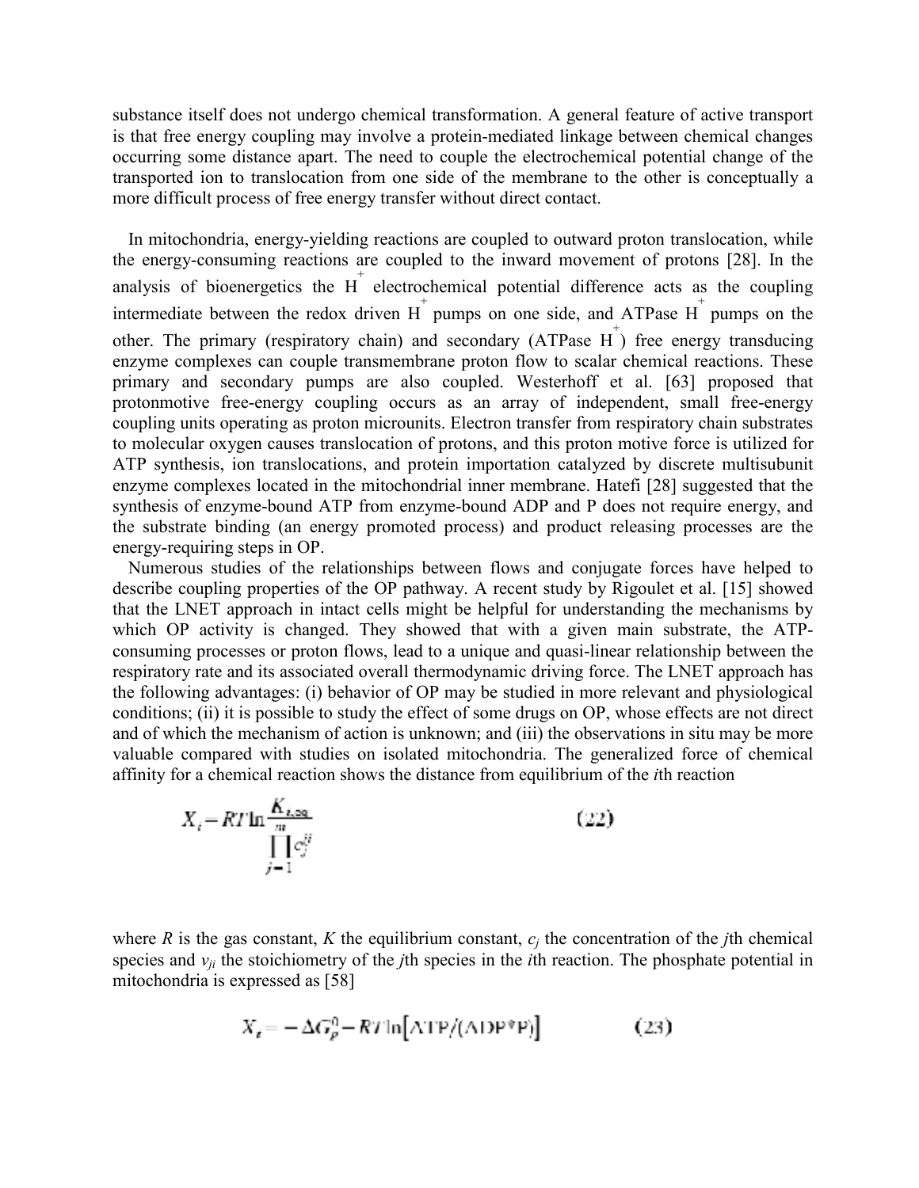substance itself does not undergo chemical transformation. A general feature of active transport is that free energy coupling may involve a protein-mediated linkage between chemical changes occurring some distance apart. The need to couple the electrochemical potential change of the transported ion to translocation from one side of the membrane to the other is conceptually a more difficult process of free energy transfer without direct contact.

In mitochondria, energy-yielding reactions are coupled to outward proton translocation, while the energy-consuming reactions are coupled to the inward movement of protons [28]. In the analysis of bioenergetics the $H^+$ electrochemical potential difference acts as the coupling intermediate between the redox driven $H^+$ pumps on one side, and ATPase $H^+$ pumps on the other. The primary (respiratory chain) and secondary (ATPase $H^+$) free energy transducing enzyme complexes can couple transmembrane proton flow to scalar chemical reactions. These primary and secondary pumps are also coupled. Westerhoff et al. [63] proposed that protonmotive free-energy coupling occurs as an array of independent, small free-energy coupling units operating as proton microunits. Electron transfer from respiratory chain substrates to molecular oxygen causes translocation of protons, and this proton motive force is utilized for ATP synthesis, ion translocations, and protein importation catalyzed by discrete multisubunit enzyme complexes located in the mitochondrial inner membrane. Hatefi [28] suggested that the synthesis of enzyme-bound ATP from enzyme-bound ADP and P does not require energy, and the substrate binding (an energy promoted process) and product releasing processes are the energy-requiring steps in OP.

Numerous studies of the relationships between flows and conjugate forces have helped to describe coupling properties of the OP pathway. A recent study by Rigoulet et al. [15] showed that the LNET approach in intact cells might be helpful for understanding the mechanisms by which OP activity is changed. They showed that with a given main substrate, the ATP-consuming processes or proton flows, lead to a unique and quasi-linear relationship between the respiratory rate and its associated overall thermodynamic driving force. The LNET approach has the following advantages: (i) behavior of OP may be studied in more relevant and physiological conditions; (ii) it is possible to study the effect of some drugs on OP, whose effects are not direct and of which the mechanism of action is unknown; and (iii) the observations in situ may be more valuable compared with studies on isolated mitochondria. The generalized force of chemical affinity for a chemical reaction shows the distance from equilibrium of the $i$th reaction

$$X_i = RT \ln \frac{K_{i,eq}}{\prod_{j=1}^{m} c_j^{v_{ji}}} \tag{22}$$

where $R$ is the gas constant, $K$ the equilibrium constant, $c_j$ the concentration of the $j$th chemical species and $v_{ji}$ the stoichiometry of the $j$th species in the $i$th reaction. The phosphate potential in mitochondria is expressed as [58]

$$X_t = -\Delta G_p^0 - RT \ln\left[ATP/(ADP*P)\right] \tag{23}$$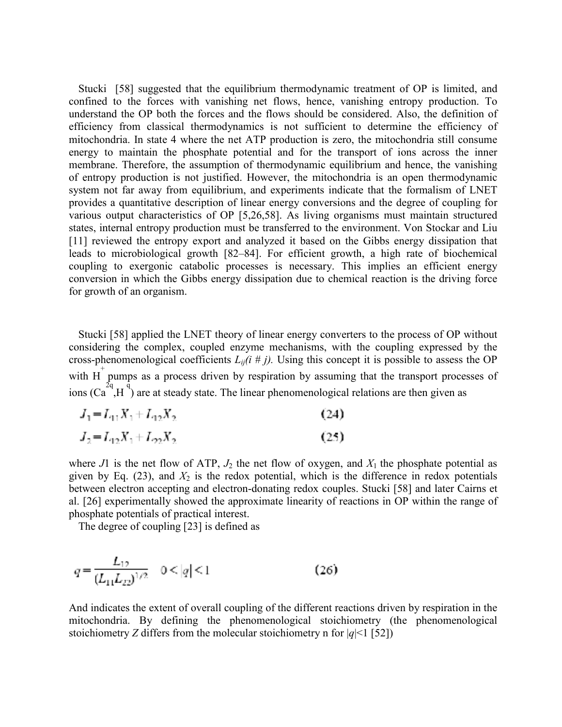Stucki [58] suggested that the equilibrium thermodynamic treatment of OP is limited, and confined to the forces with vanishing net flows, hence, vanishing entropy production. To understand the OP both the forces and the flows should be considered. Also, the definition of efficiency from classical thermodynamics is not sufficient to determine the efficiency of mitochondria. In state 4 where the net ATP production is zero, the mitochondria still consume energy to maintain the phosphate potential and for the transport of ions across the inner membrane. Therefore, the assumption of thermodynamic equilibrium and hence, the vanishing of entropy production is not justified. However, the mitochondria is an open thermodynamic system not far away from equilibrium, and experiments indicate that the formalism of LNET provides a quantitative description of linear energy conversions and the degree of coupling for various output characteristics of OP [5,26,58]. As living organisms must maintain structured states, internal entropy production must be transferred to the environment. Von Stockar and Liu [11] reviewed the entropy export and analyzed it based on the Gibbs energy dissipation that leads to microbiological growth [82–84]. For efficient growth, a high rate of biochemical coupling to exergonic catabolic processes is necessary. This implies an efficient energy conversion in which the Gibbs energy dissipation due to chemical reaction is the driving force for growth of an organism.

Stucki [58] applied the LNET theory of linear energy converters to the process of OP without considering the complex, coupled enzyme mechanisms, with the coupling expressed by the cross-phenomenological coefficients $L_{ij} (i \neq j)$. Using this concept it is possible to assess the OP with $H^+$ pumps as a process driven by respiration by assuming that the transport processes of ions ($Ca^{2q}$, $H^q$) are at steady state. The linear phenomenological relations are then given as

$$J_1 = L_{11} X_1 + L_{12} X_2 \qquad (24)$$

$$J_2 = L_{12} X_1 + L_{22} X_2 \qquad (25)$$

where $J1$ is the net flow of ATP, $J_2$ the net flow of oxygen, and $X_1$ the phosphate potential as given by Eq. (23), and $X_2$ is the redox potential, which is the difference in redox potentials between electron accepting and electron-donating redox couples. Stucki [58] and later Cairns et al. [26] experimentally showed the approximate linearity of reactions in OP within the range of phosphate potentials of practical interest.

The degree of coupling [23] is defined as

$$q = \frac{L_{12}}{(L_{11} L_{22})^{1/2}} \quad 0 < |q| < 1 \qquad (26)$$

And indicates the extent of overall coupling of the different reactions driven by respiration in the mitochondria. By defining the phenomenological stoichiometry (the phenomenological stoichiometry $Z$ differs from the molecular stoichiometry n for $|q|<1$ [52])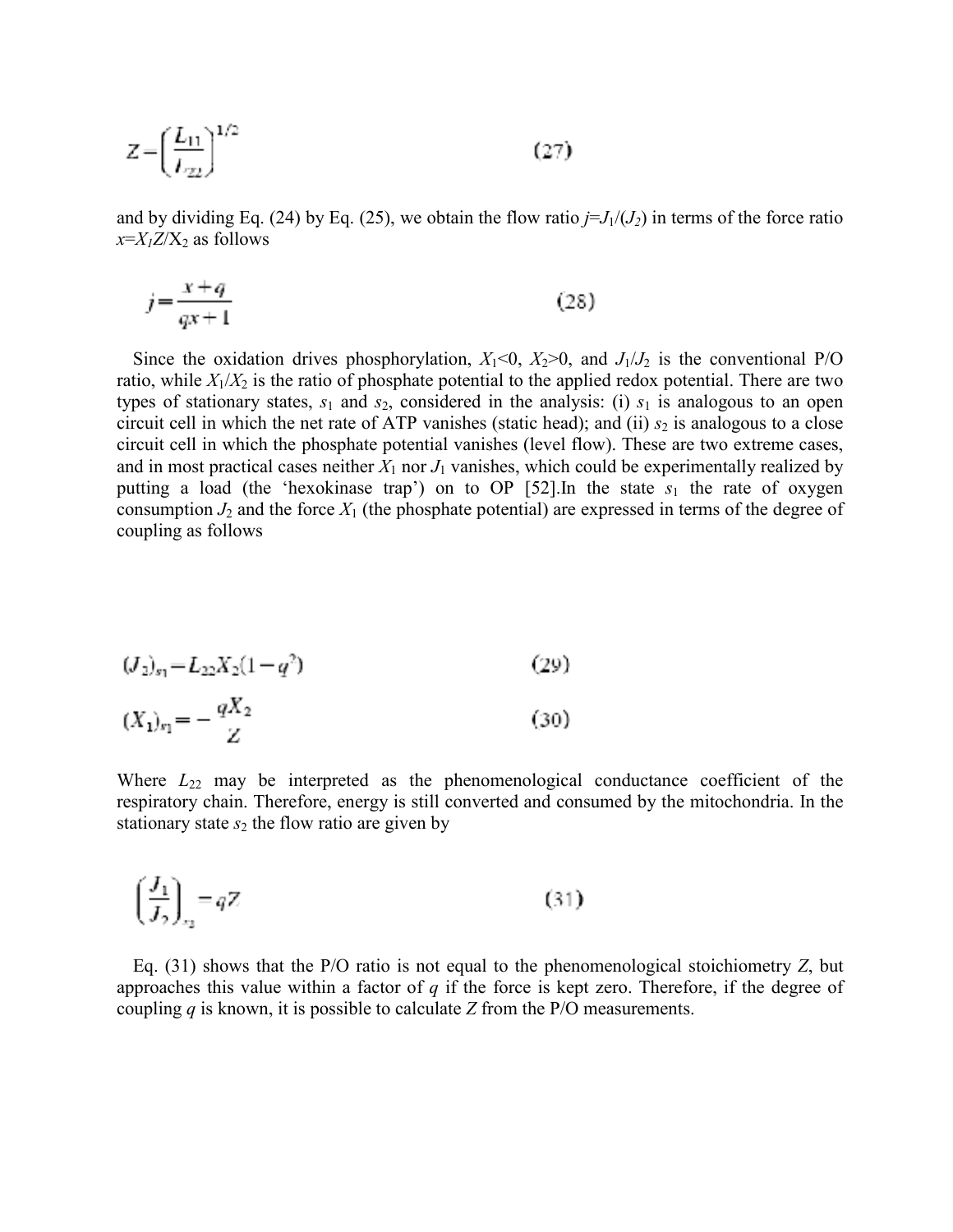$$Z=\left(\frac{L_{11}}{L_{22}}\right)^{1/2} \tag{27}$$

and by dividing Eq. (24) by Eq. (25), we obtain the flow ratio $j=J_1/(J_2)$ in terms of the force ratio $x=X_1Z/X_2$ as follows

$$j=\frac{x+q}{qx+1} \tag{28}$$

Since the oxidation drives phosphorylation, $X_1<0$, $X_2>0$, and $J_1/J_2$ is the conventional P/O ratio, while $X_1/X_2$ is the ratio of phosphate potential to the applied redox potential. There are two types of stationary states, $s_1$ and $s_2$, considered in the analysis: (i) $s_1$ is analogous to an open circuit cell in which the net rate of ATP vanishes (static head); and (ii) $s_2$ is analogous to a close circuit cell in which the phosphate potential vanishes (level flow). These are two extreme cases, and in most practical cases neither $X_1$ nor $J_1$ vanishes, which could be experimentally realized by putting a load (the 'hexokinase trap') on to OP [52].In the state $s_1$ the rate of oxygen consumption $J_2$ and the force $X_1$ (the phosphate potential) are expressed in terms of the degree of coupling as follows

$$(J_2)_{s_1}=L_{22}X_2(1-q^2) \tag{29}$$

$$(X_1)_{s_1}=-\frac{qX_2}{Z} \tag{30}$$

Where $L_{22}$ may be interpreted as the phenomenological conductance coefficient of the respiratory chain. Therefore, energy is still converted and consumed by the mitochondria. In the stationary state $s_2$ the flow ratio are given by

$$\left(\frac{J_1}{J_2}\right)_{s_2}=qZ \tag{31}$$

Eq. (31) shows that the P/O ratio is not equal to the phenomenological stoichiometry $Z$, but approaches this value within a factor of $q$ if the force is kept zero. Therefore, if the degree of coupling $q$ is known, it is possible to calculate $Z$ from the P/O measurements.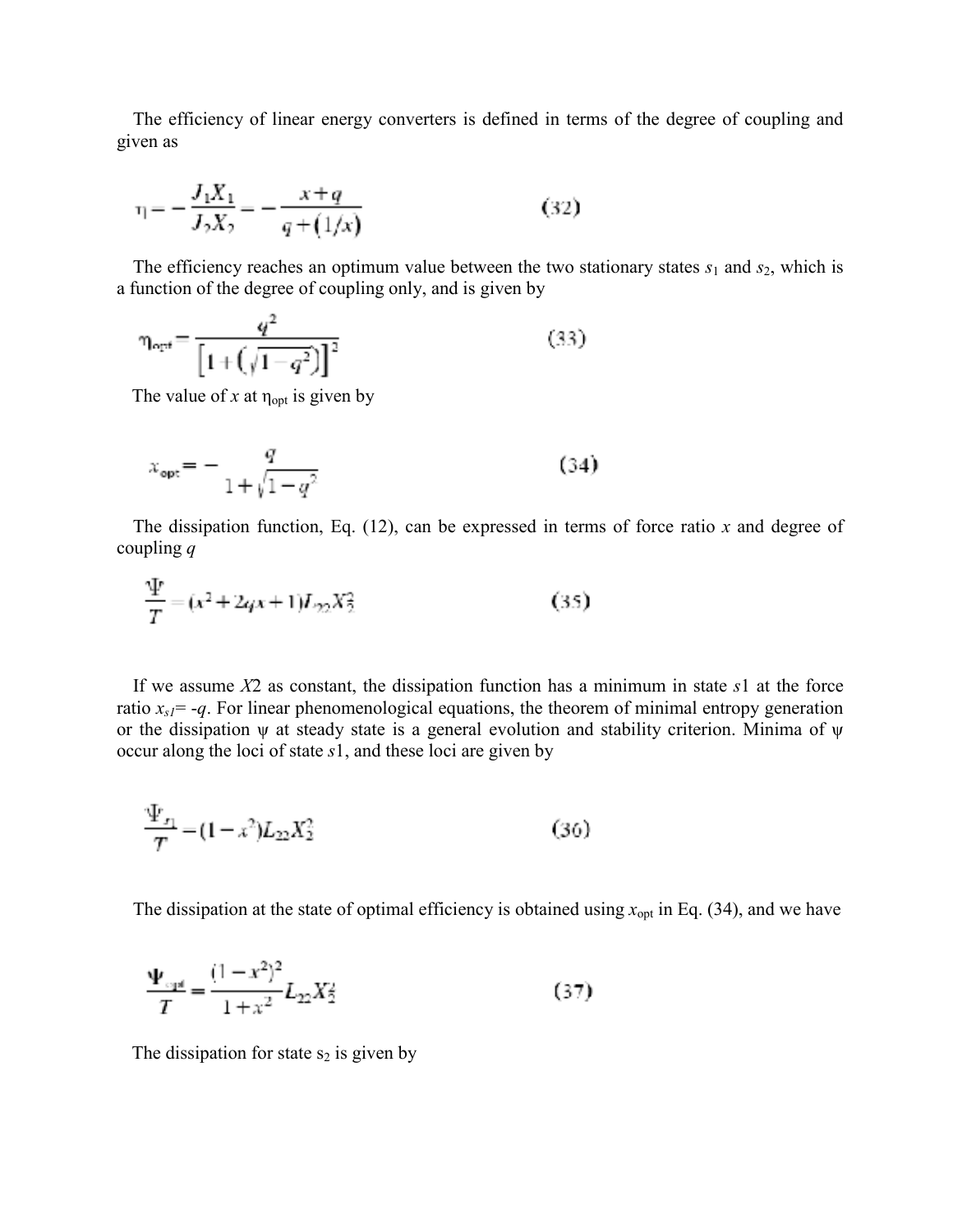The efficiency of linear energy converters is defined in terms of the degree of coupling and given as

$$\eta = -\frac{J_1 X_1}{J_2 X_2} = -\frac{x+q}{q+(1/x)} \tag{32}$$

The efficiency reaches an optimum value between the two stationary states $s_1$ and $s_2$, which is a function of the degree of coupling only, and is given by

$$\eta_{opt} = \frac{q^2}{\left[1+\left(\sqrt{1-q^2}\right)\right]^2} \tag{33}$$

The value of $x$ at $\eta_{opt}$ is given by

$$x_{opt} = -\frac{q}{1+\sqrt{1-q^2}} \tag{34}$$

The dissipation function, Eq. (12), can be expressed in terms of force ratio $x$ and degree of coupling $q$

$$\frac{\Psi}{T} = (x^2 + 2qx + 1)L_{22}X_2^2 \tag{35}$$

If we assume $X2$ as constant, the dissipation function has a minimum in state $s1$ at the force ratio $x_{s1} = -q$. For linear phenomenological equations, the theorem of minimal entropy generation or the dissipation $\psi$ at steady state is a general evolution and stability criterion. Minima of $\psi$ occur along the loci of state $s1$, and these loci are given by

$$\frac{\Psi_{s1}}{T} = (1-x^2)L_{22}X_2^2 \tag{36}$$

The dissipation at the state of optimal efficiency is obtained using $x_{opt}$ in Eq. (34), and we have

$$\frac{\Psi_{opt}}{T} = \frac{(1-x^2)^2}{1+x^2}L_{22}X_2^2 \tag{37}$$

The dissipation for state $s_2$ is given by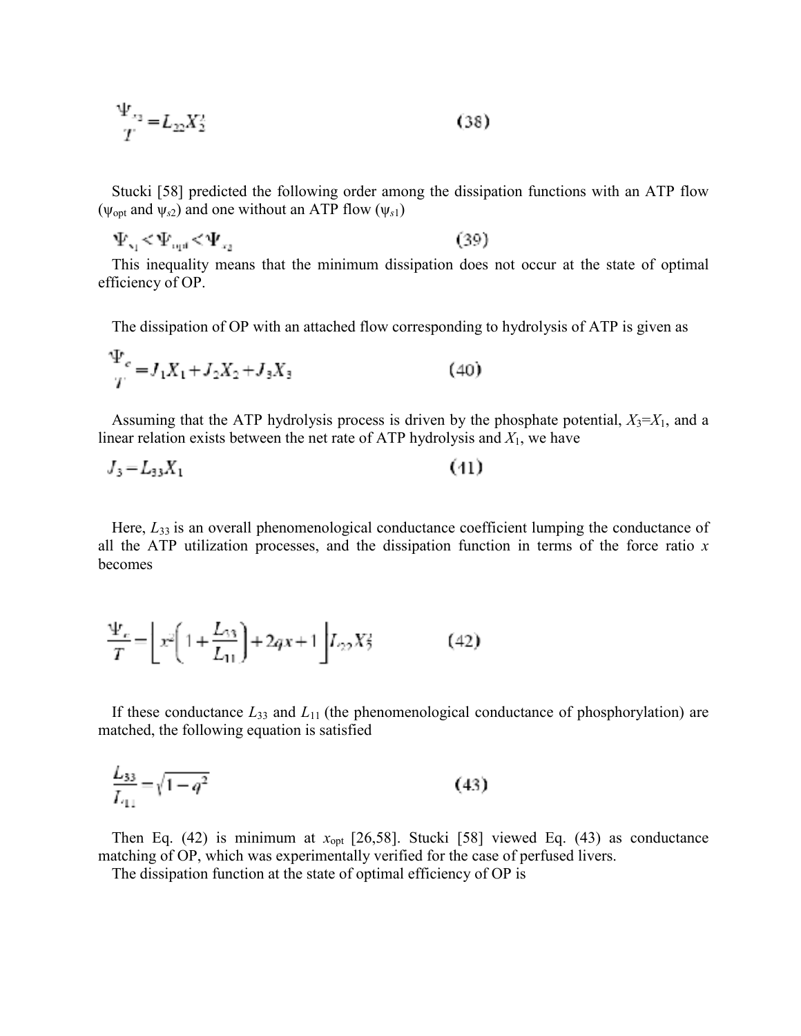$$\frac{\Psi_{s2}}{T} = L_{22}X_2^2 \qquad (38)$$

Stucki [58] predicted the following order among the dissipation functions with an ATP flow ($\psi_{opt}$ and $\psi_{s2}$) and one without an ATP flow ($\psi_{s1}$)

$$\Psi_{s_1} < \Psi_{opt} < \Psi_{s_2} \qquad (39)$$

This inequality means that the minimum dissipation does not occur at the state of optimal efficiency of OP.

The dissipation of OP with an attached flow corresponding to hydrolysis of ATP is given as

$$\frac{\Psi_c}{T} = J_1X_1 + J_2X_2 + J_3X_3 \qquad (40)$$

Assuming that the ATP hydrolysis process is driven by the phosphate potential, $X_3$=$X_1$, and a linear relation exists between the net rate of ATP hydrolysis and $X_1$, we have

$$J_3 = L_{33}X_1 \qquad (41)$$

Here, $L_{33}$ is an overall phenomenological conductance coefficient lumping the conductance of all the ATP utilization processes, and the dissipation function in terms of the force ratio $x$ becomes

$$\frac{\Psi_c}{T} = \left[x^2\left(1 + \frac{L_{33}}{L_{11}}\right) + 2qx + 1\right]L_{22}X_2^2 \qquad (42)$$

If these conductance $L_{33}$ and $L_{11}$ (the phenomenological conductance of phosphorylation) are matched, the following equation is satisfied

$$\frac{L_{33}}{L_{11}} = \sqrt{1 - q^2} \qquad (43)$$

Then Eq. (42) is minimum at $x_{opt}$ [26,58]. Stucki [58] viewed Eq. (43) as conductance matching of OP, which was experimentally verified for the case of perfused livers.

The dissipation function at the state of optimal efficiency of OP is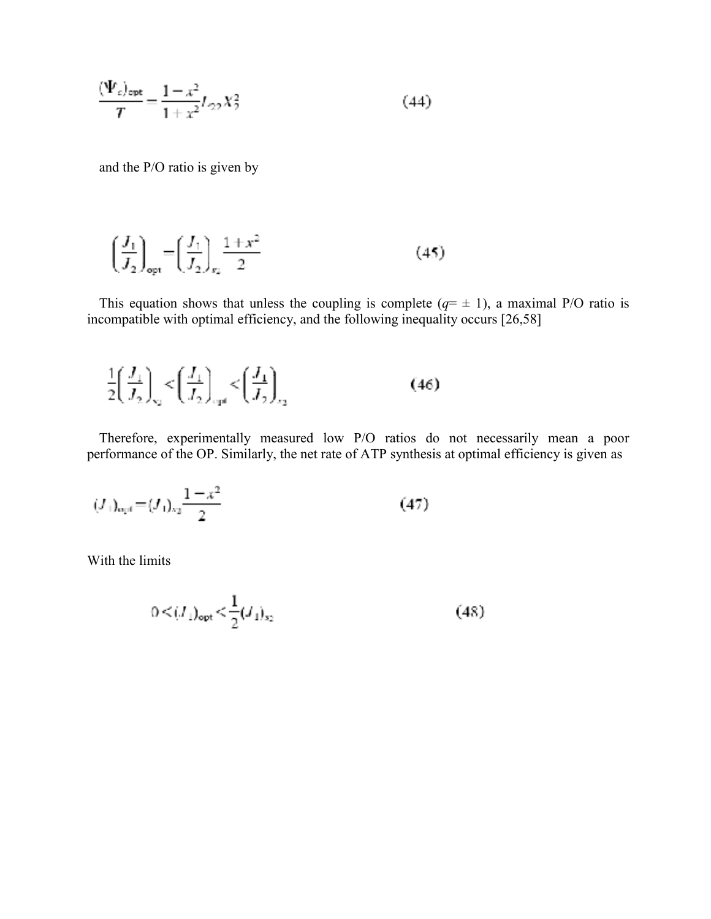$$\frac{(\Psi_c)_{\text{opt}}}{T} = \frac{1-x^2}{1+x^2} L_{22} X_2^2 \tag{44}$$

and the P/O ratio is given by

$$\left(\frac{J_1}{J_2}\right)_{\text{opt}} = \left(\frac{J_1}{J_2}\right)_{x_2} \frac{1+x^2}{2} \tag{45}$$

This equation shows that unless the coupling is complete ($q = \pm 1$), a maximal P/O ratio is incompatible with optimal efficiency, and the following inequality occurs [26,58]

$$\frac{1}{2}\left(\frac{J_1}{J_2}\right)_{x_2} < \left(\frac{J_1}{J_2}\right)_{\text{opt}} < \left(\frac{J_1}{J_2}\right)_{x_2} \tag{46}$$

Therefore, experimentally measured low P/O ratios do not necessarily mean a poor performance of the OP. Similarly, the net rate of ATP synthesis at optimal efficiency is given as

$$(J_1)_{\text{opt}} = (J_1)_{x_2} \frac{1-x^2}{2} \tag{47}$$

With the limits

$$0 < (J_1)_{\text{opt}} < \frac{1}{2}(J_1)_{x_2} \tag{48}$$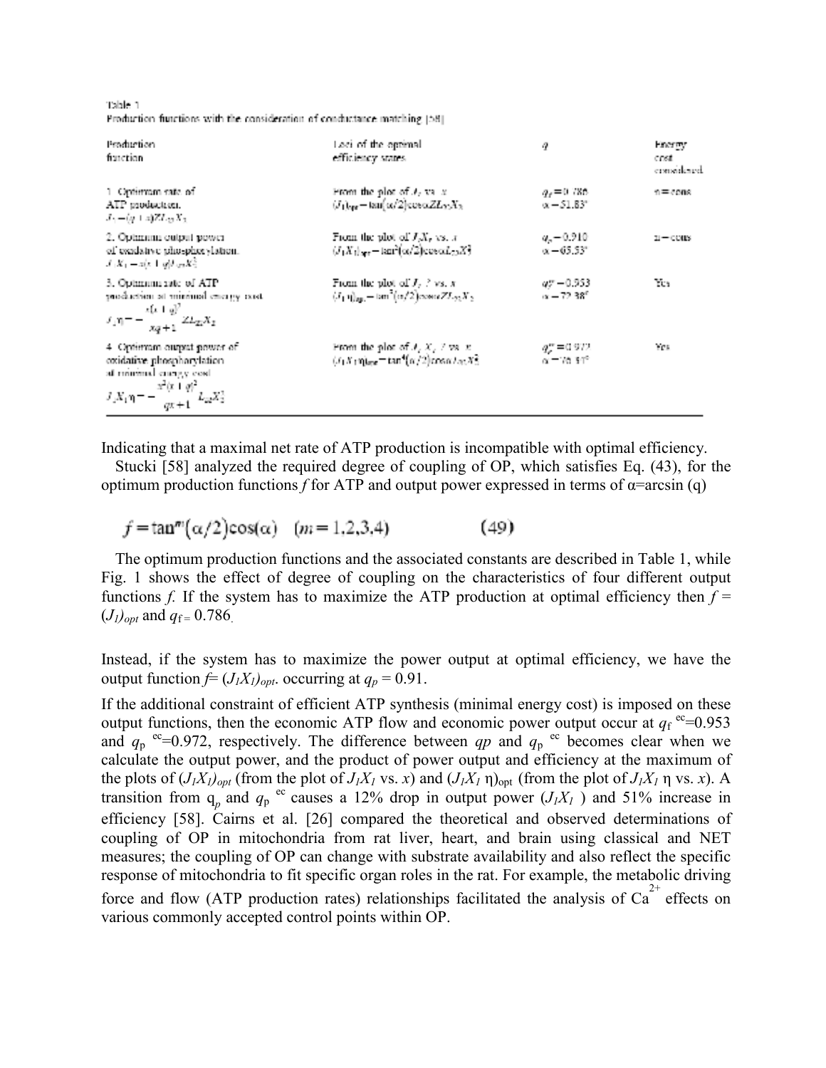Table 1
Production functions with the consideration of conductance matching [58]

| Production function | Loci of the optimal efficiency states | $q$ | Energy cost considered |
|---|---|---|---|
| 1. Optimum rate of ATP production. $J_1 = (q+x)ZL_{22}X_2$ | From the plot of $J_1$ vs. $x$ $(J_1)_{opt} = \tan(\alpha/2)\cos\alpha ZL_{22}X_2$ | $q_f = 0.786$ $\alpha = 51.83°$ | $\eta$ = cons |
| 2. Optimum output power of oxidative phosphorylation. $J_1X_1 = x(x+q)L_{22}X_2^2$ | From the plot of $J_1X_1$ vs. $x$ $(J_1X_1)_{opt} = \tan^2(\alpha/2)\cos\alpha L_{22}X_2^2$ | $q_p = 0.910$ $\alpha = 65.53°$ | $\eta$ = cons |
| 3. Optimum rate of ATP production at minimal energy cost. $J_1\eta = -\dfrac{x(x+q)^2}{xq+1}ZL_{22}X_2$ | From the plot of $J_1\eta$ vs. $x$ $(J_1\eta)_{opt} = \tan^3(\alpha/2)\cos\alpha ZL_{22}X_2$ | $q_f^{ec} = 0.953$ $\alpha = 72.38°$ | Yes |
| 4. Optimum output power of oxidative phosphorylation at minimal energy cost $J_1X_1\eta = -\dfrac{x^2(x+q)^2}{qx+1}L_{22}X_2^2$ | From the plot of $J_1X_1\eta$ vs. $x$ $(J_1X_1\eta)_{opt} = \tan^4(\alpha/2)\cos\alpha L_{22}X_2^2$ | $q_p^{ec} = 0.972$ $\alpha = 76.51°$ | Yes |

Indicating that a maximal net rate of ATP production is incompatible with optimal efficiency.

Stucki [58] analyzed the required degree of coupling of OP, which satisfies Eq. (43), for the optimum production functions $f$ for ATP and output power expressed in terms of $\alpha = \arcsin(q)$

$$f = \tan^m(\alpha/2)\cos(\alpha) \quad (m = 1,2,3,4) \tag{49}$$

The optimum production functions and the associated constants are described in Table 1, while Fig. 1 shows the effect of degree of coupling on the characteristics of four different output functions $f$. If the system has to maximize the ATP production at optimal efficiency then $f = (J_1)_{opt}$ and $q_f = 0.786$.

Instead, if the system has to maximize the power output at optimal efficiency, we have the output function $f = (J_1X_1)_{opt}$. occurring at $q_p = 0.91$.

If the additional constraint of efficient ATP synthesis (minimal energy cost) is imposed on these output functions, then the economic ATP flow and economic power output occur at $q_f^{ec} = 0.953$ and $q_p^{ec} = 0.972$, respectively. The difference between $qp$ and $q_p^{ec}$ becomes clear when we calculate the output power, and the product of power output and efficiency at the maximum of the plots of $(J_1X_1)_{opt}$ (from the plot of $J_1X_1$ vs. $x$) and $(J_1X_1\,\eta)_{opt}$ (from the plot of $J_1X_1\,\eta$ vs. $x$). A transition from $q_p$ and $q_p^{ec}$ causes a 12% drop in output power ($J_1X_1$) and 51% increase in efficiency [58]. Cairns et al. [26] compared the theoretical and observed determinations of coupling of OP in mitochondria from rat liver, heart, and brain using classical and NET measures; the coupling of OP can change with substrate availability and also reflect the specific response of mitochondria to fit specific organ roles in the rat. For example, the metabolic driving force and flow (ATP production rates) relationships facilitated the analysis of $Ca^{2+}$ effects on various commonly accepted control points within OP.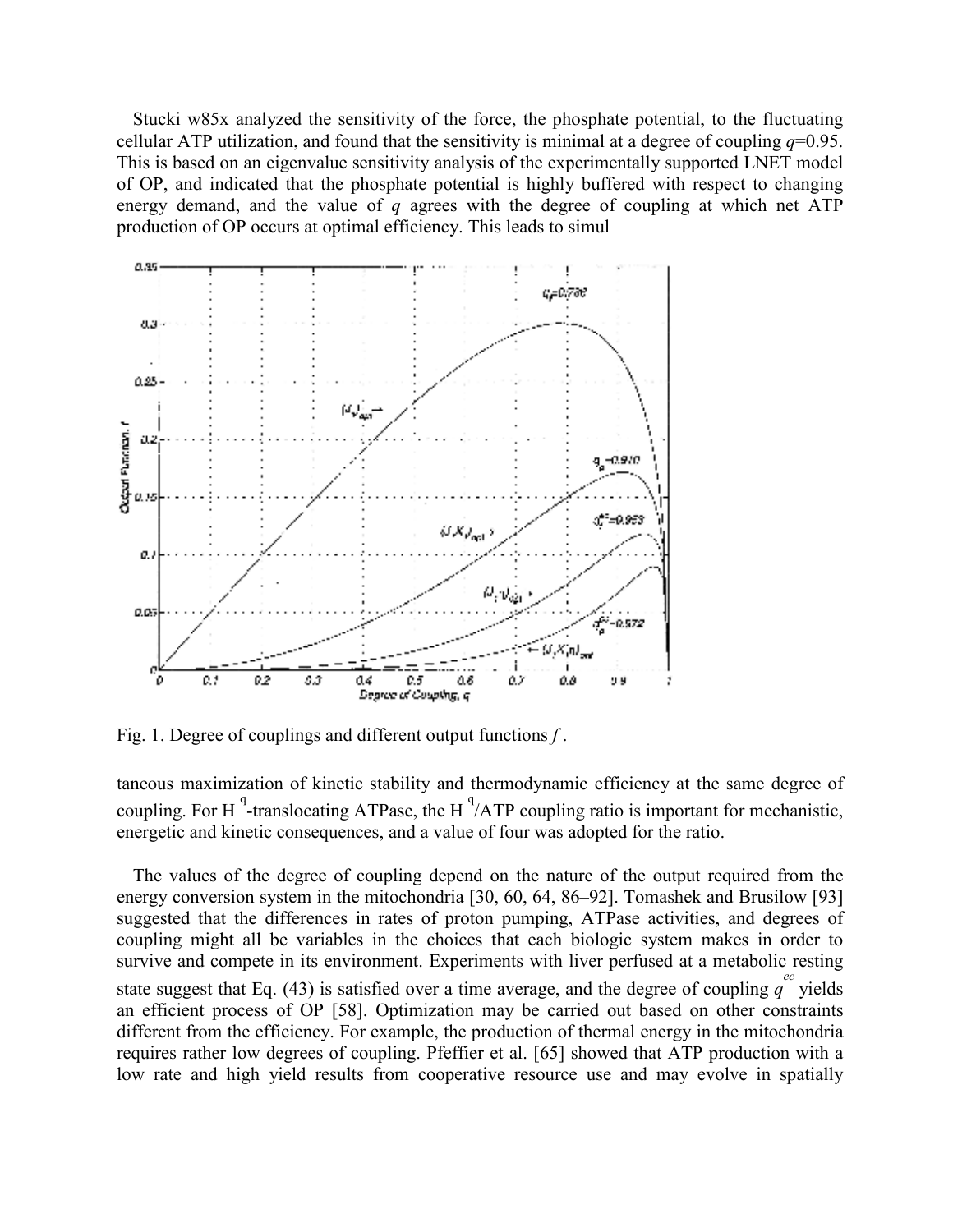Stucki w85x analyzed the sensitivity of the force, the phosphate potential, to the fluctuating cellular ATP utilization, and found that the sensitivity is minimal at a degree of coupling $q$=0.95. This is based on an eigenvalue sensitivity analysis of the experimentally supported LNET model of OP, and indicated that the phosphate potential is highly buffered with respect to changing energy demand, and the value of $q$ agrees with the degree of coupling at which net ATP production of OP occurs at optimal efficiency. This leads to simultaneous maximization of kinetic stability and thermodynamic efficiency at the same degree of coupling. For $H^q$-translocating ATPase, the $H^q$/ATP coupling ratio is important for mechanistic, energetic and kinetic consequences, and a value of four was adopted for the ratio.

Fig. 1. Degree of couplings and different output functions $f$.

The values of the degree of coupling depend on the nature of the output required from the energy conversion system in the mitochondria [30, 60, 64, 86–92]. Tomashek and Brusilow [93] suggested that the differences in rates of proton pumping, ATPase activities, and degrees of coupling might all be variables in the choices that each biologic system makes in order to survive and compete in its environment. Experiments with liver perfused at a metabolic resting state suggest that Eq. (43) is satisfied over a time average, and the degree of coupling $q^{ec}$ yields an efficient process of OP [58]. Optimization may be carried out based on other constraints different from the efficiency. For example, the production of thermal energy in the mitochondria requires rather low degrees of coupling. Pfeffier et al. [65] showed that ATP production with a low rate and high yield results from cooperative resource use and may evolve in spatially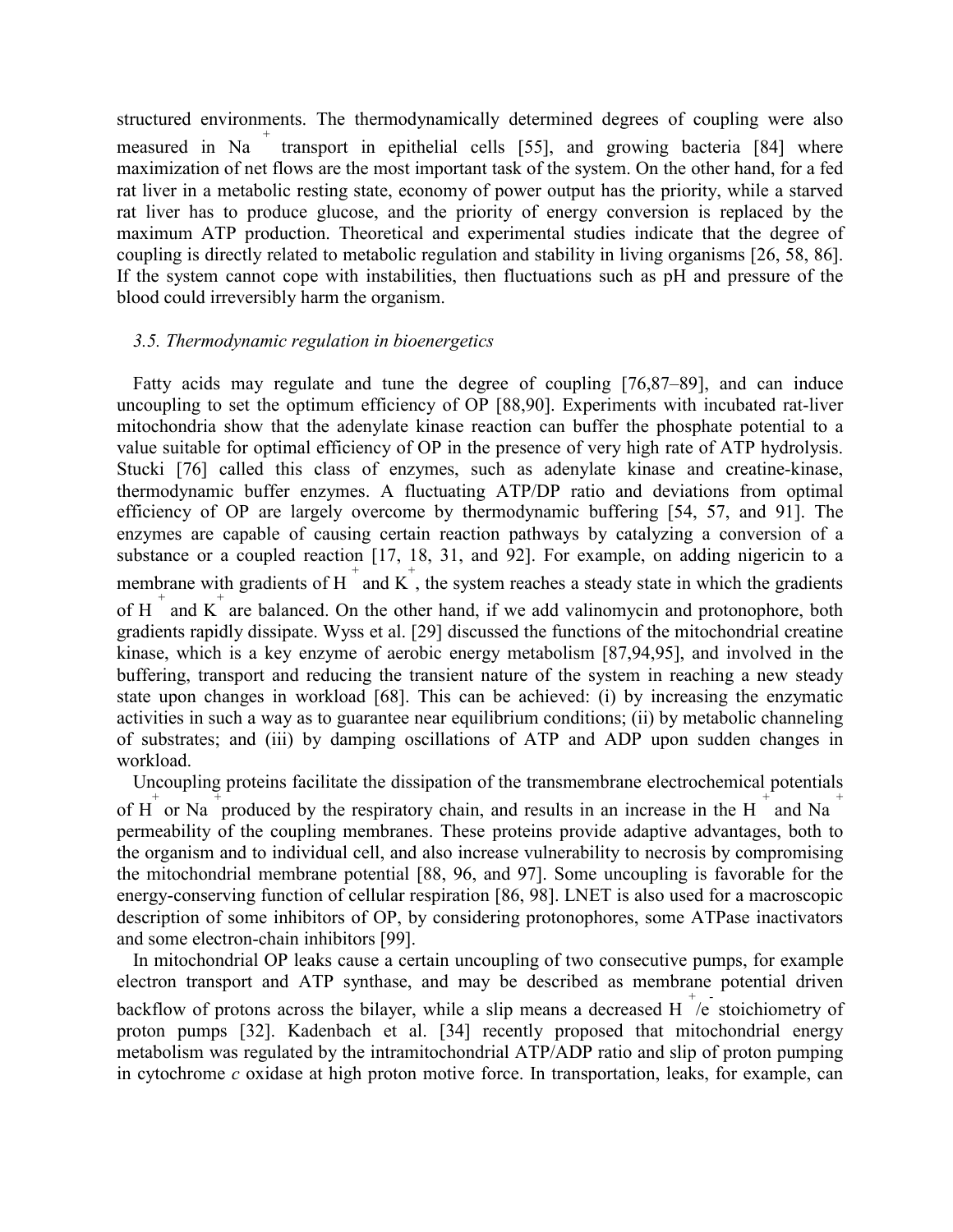structured environments. The thermodynamically determined degrees of coupling were also measured in $Na^+$ transport in epithelial cells [55], and growing bacteria [84] where maximization of net flows are the most important task of the system. On the other hand, for a fed rat liver in a metabolic resting state, economy of power output has the priority, while a starved rat liver has to produce glucose, and the priority of energy conversion is replaced by the maximum ATP production. Theoretical and experimental studies indicate that the degree of coupling is directly related to metabolic regulation and stability in living organisms [26, 58, 86]. If the system cannot cope with instabilities, then fluctuations such as pH and pressure of the blood could irreversibly harm the organism.

### *3.5. Thermodynamic regulation in bioenergetics*

Fatty acids may regulate and tune the degree of coupling [76,87–89], and can induce uncoupling to set the optimum efficiency of OP [88,90]. Experiments with incubated rat-liver mitochondria show that the adenylate kinase reaction can buffer the phosphate potential to a value suitable for optimal efficiency of OP in the presence of very high rate of ATP hydrolysis. Stucki [76] called this class of enzymes, such as adenylate kinase and creatine-kinase, thermodynamic buffer enzymes. A fluctuating ATP/DP ratio and deviations from optimal efficiency of OP are largely overcome by thermodynamic buffering [54, 57, and 91]. The enzymes are capable of causing certain reaction pathways by catalyzing a conversion of a substance or a coupled reaction [17, 18, 31, and 92]. For example, on adding nigericin to a membrane with gradients of $H^+$ and $K^+$, the system reaches a steady state in which the gradients of $H^+$ and $K^+$ are balanced. On the other hand, if we add valinomycin and protonophore, both gradients rapidly dissipate. Wyss et al. [29] discussed the functions of the mitochondrial creatine kinase, which is a key enzyme of aerobic energy metabolism [87,94,95], and involved in the buffering, transport and reducing the transient nature of the system in reaching a new steady state upon changes in workload [68]. This can be achieved: (i) by increasing the enzymatic activities in such a way as to guarantee near equilibrium conditions; (ii) by metabolic channeling of substrates; and (iii) by damping oscillations of ATP and ADP upon sudden changes in workload.

Uncoupling proteins facilitate the dissipation of the transmembrane electrochemical potentials of $H^+$ or $Na^+$ produced by the respiratory chain, and results in an increase in the $H^+$ and $Na^+$ permeability of the coupling membranes. These proteins provide adaptive advantages, both to the organism and to individual cell, and also increase vulnerability to necrosis by compromising the mitochondrial membrane potential [88, 96, and 97]. Some uncoupling is favorable for the energy-conserving function of cellular respiration [86, 98]. LNET is also used for a macroscopic description of some inhibitors of OP, by considering protonophores, some ATPase inactivators and some electron-chain inhibitors [99].

In mitochondrial OP leaks cause a certain uncoupling of two consecutive pumps, for example electron transport and ATP synthase, and may be described as membrane potential driven backflow of protons across the bilayer, while a slip means a decreased $H^+/e^-$ stoichiometry of proton pumps [32]. Kadenbach et al. [34] recently proposed that mitochondrial energy metabolism was regulated by the intramitochondrial ATP/ADP ratio and slip of proton pumping in cytochrome *c* oxidase at high proton motive force. In transportation, leaks, for example, can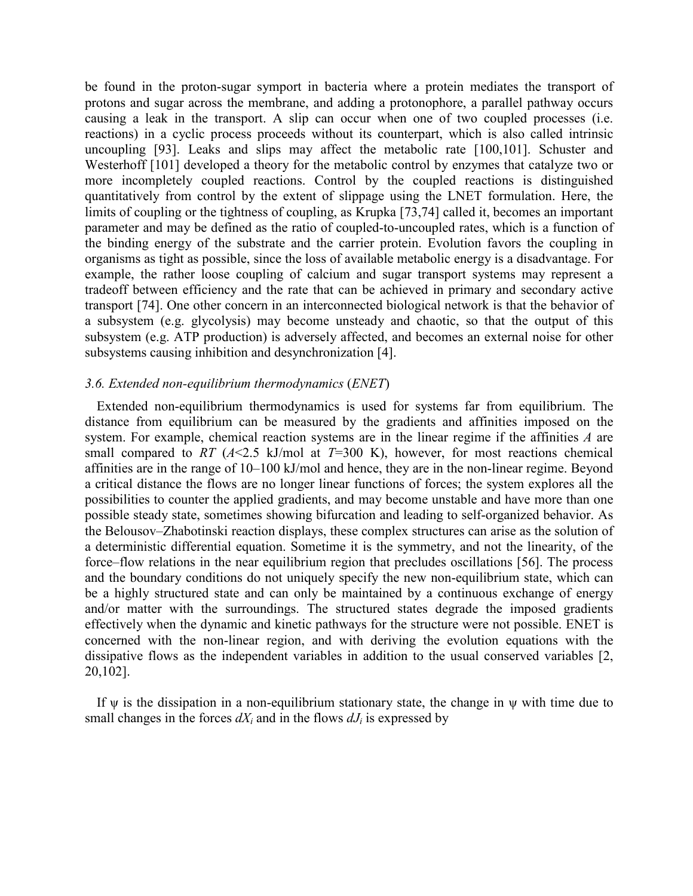be found in the proton-sugar symport in bacteria where a protein mediates the transport of protons and sugar across the membrane, and adding a protonophore, a parallel pathway occurs causing a leak in the transport. A slip can occur when one of two coupled processes (i.e. reactions) in a cyclic process proceeds without its counterpart, which is also called intrinsic uncoupling [93]. Leaks and slips may affect the metabolic rate [100,101]. Schuster and Westerhoff [101] developed a theory for the metabolic control by enzymes that catalyze two or more incompletely coupled reactions. Control by the coupled reactions is distinguished quantitatively from control by the extent of slippage using the LNET formulation. Here, the limits of coupling or the tightness of coupling, as Krupka [73,74] called it, becomes an important parameter and may be defined as the ratio of coupled-to-uncoupled rates, which is a function of the binding energy of the substrate and the carrier protein. Evolution favors the coupling in organisms as tight as possible, since the loss of available metabolic energy is a disadvantage. For example, the rather loose coupling of calcium and sugar transport systems may represent a tradeoff between efficiency and the rate that can be achieved in primary and secondary active transport [74]. One other concern in an interconnected biological network is that the behavior of a subsystem (e.g. glycolysis) may become unsteady and chaotic, so that the output of this subsystem (e.g. ATP production) is adversely affected, and becomes an external noise for other subsystems causing inhibition and desynchronization [4].

### *3.6. Extended non-equilibrium thermodynamics (ENET)*

Extended non-equilibrium thermodynamics is used for systems far from equilibrium. The distance from equilibrium can be measured by the gradients and affinities imposed on the system. For example, chemical reaction systems are in the linear regime if the affinities $A$ are small compared to $RT$ ($A$<2.5 kJ/mol at $T$=300 K), however, for most reactions chemical affinities are in the range of 10–100 kJ/mol and hence, they are in the non-linear regime. Beyond a critical distance the flows are no longer linear functions of forces; the system explores all the possibilities to counter the applied gradients, and may become unstable and have more than one possible steady state, sometimes showing bifurcation and leading to self-organized behavior. As the Belousov–Zhabotinski reaction displays, these complex structures can arise as the solution of a deterministic differential equation. Sometime it is the symmetry, and not the linearity, of the force–flow relations in the near equilibrium region that precludes oscillations [56]. The process and the boundary conditions do not uniquely specify the new non-equilibrium state, which can be a highly structured state and can only be maintained by a continuous exchange of energy and/or matter with the surroundings. The structured states degrade the imposed gradients effectively when the dynamic and kinetic pathways for the structure were not possible. ENET is concerned with the non-linear region, and with deriving the evolution equations with the dissipative flows as the independent variables in addition to the usual conserved variables [2, 20,102].

If $\psi$ is the dissipation in a non-equilibrium stationary state, the change in $\psi$ with time due to small changes in the forces $dX_i$ and in the flows $dJ_i$ is expressed by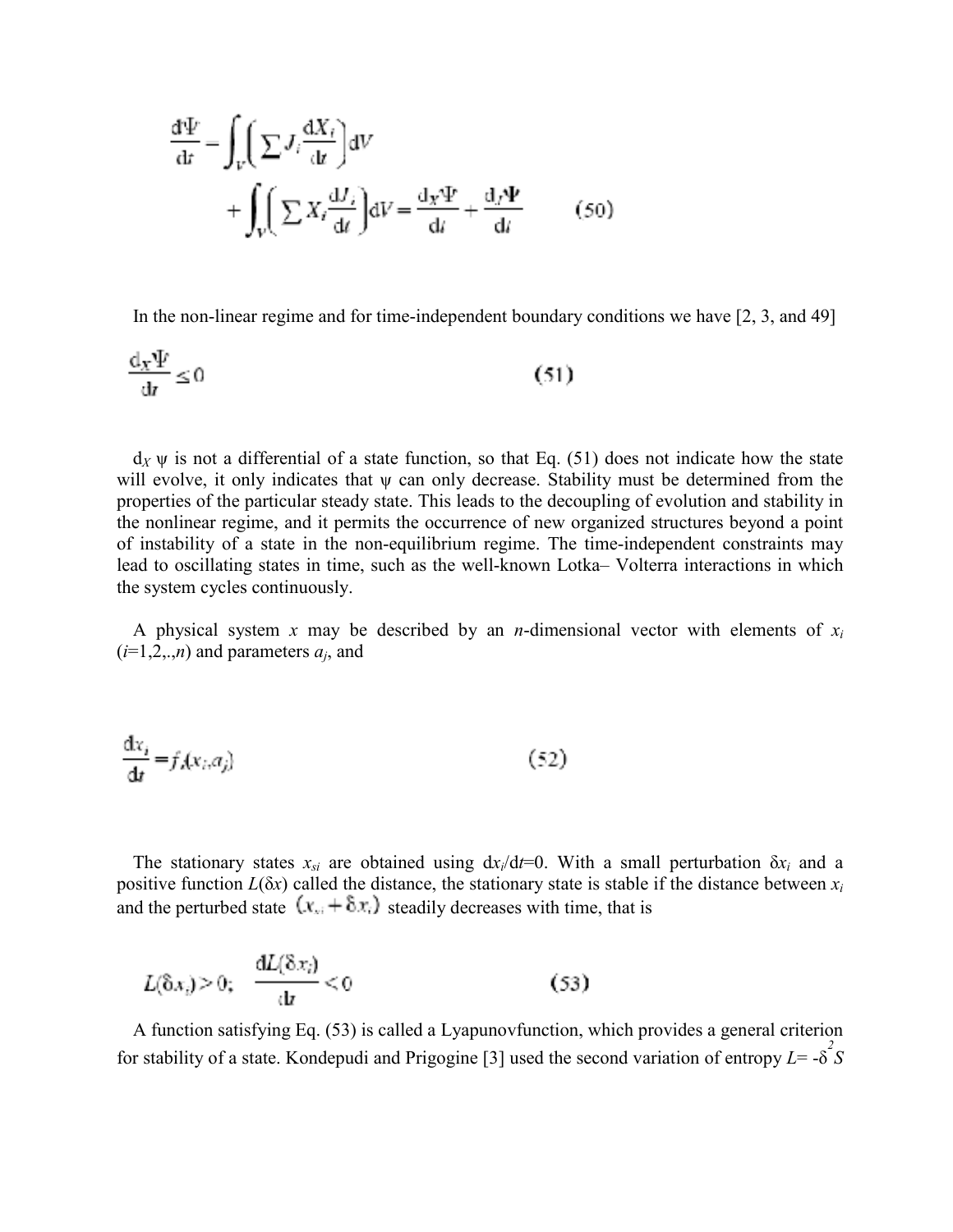$$\frac{d\Psi}{dt} = \int_V \left( \sum J_i \frac{dX_i}{dt} \right) dV + \int_V \left( \sum X_i \frac{dJ_i}{dt} \right) dV = \frac{d_X \Psi}{dt} + \frac{d_J \Psi}{dt} \qquad (50)$$

In the non-linear regime and for time-independent boundary conditions we have [2, 3, and 49]

$$\frac{d_X \Psi}{dt} \leq 0 \qquad (51)$$

$d_X \psi$ is not a differential of a state function, so that Eq. (51) does not indicate how the state will evolve, it only indicates that $\psi$ can only decrease. Stability must be determined from the properties of the particular steady state. This leads to the decoupling of evolution and stability in the nonlinear regime, and it permits the occurrence of new organized structures beyond a point of instability of a state in the non-equilibrium regime. The time-independent constraints may lead to oscillating states in time, such as the well-known Lotka– Volterra interactions in which the system cycles continuously.

A physical system $x$ may be described by an $n$-dimensional vector with elements of $x_i$ ($i$=1,2,..,$n$) and parameters $a_j$, and

$$\frac{dx_i}{dt} = f_i(x_i, a_j) \qquad (52)$$

The stationary states $x_{si}$ are obtained using $dx_i/dt=0$. With a small perturbation $\delta x_i$ and a positive function $L(\delta x)$ called the distance, the stationary state is stable if the distance between $x_i$ and the perturbed state $(x_{si} + \delta x_i)$ steadily decreases with time, that is

$$L(\delta x_i) > 0; \quad \frac{dL(\delta x_i)}{dt} < 0 \qquad (53)$$

A function satisfying Eq. (53) is called a Lyapunovfunction, which provides a general criterion for stability of a state. Kondepudi and Prigogine [3] used the second variation of entropy $L= -\delta^2 S$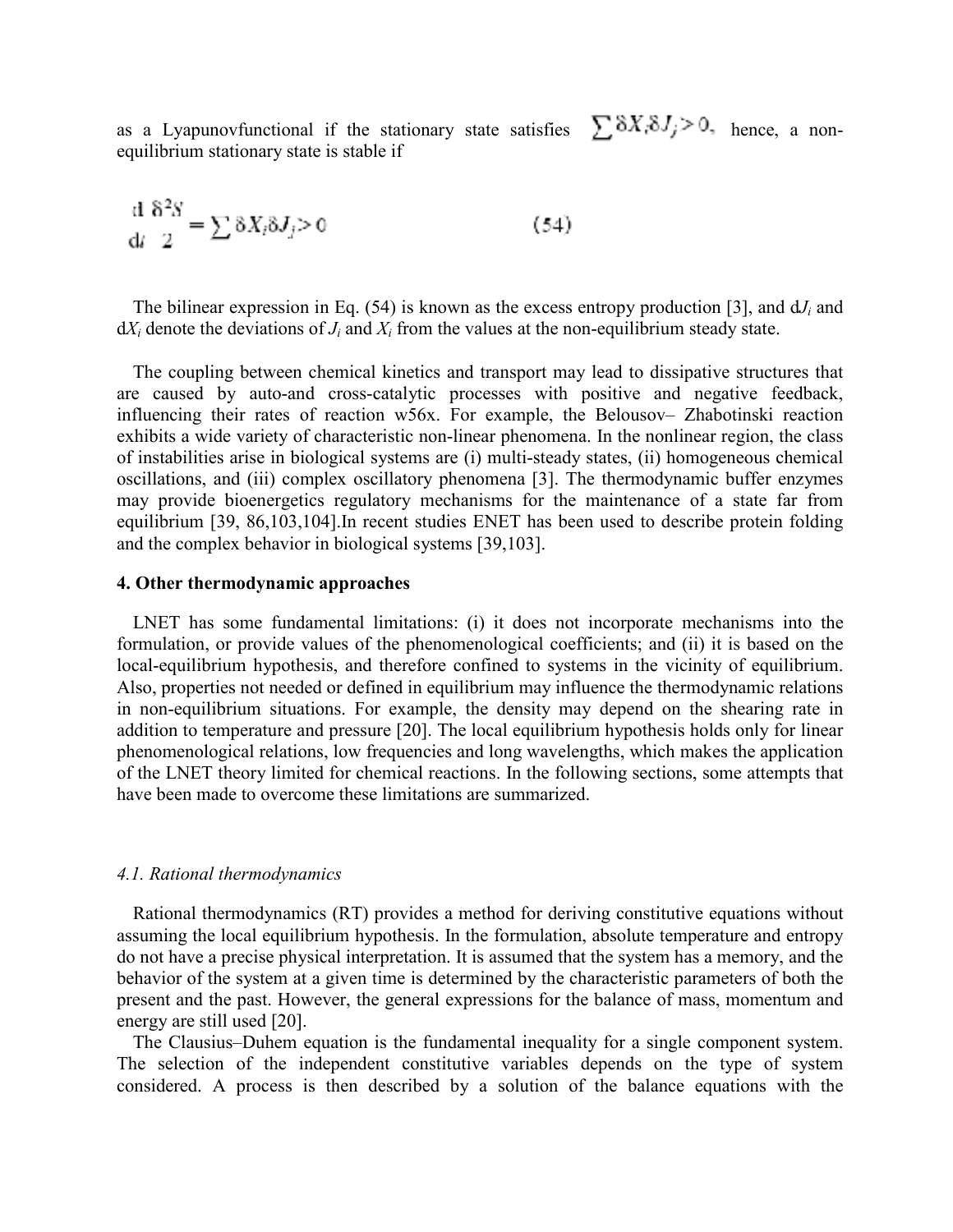as a Lyapunovfunctional if the stationary state satisfies $\sum \delta X_i \delta J_j > 0$, hence, a non-equilibrium stationary state is stable if

$$\frac{\mathrm{d}\,\delta^2 S}{\mathrm{d}t \quad 2} = \sum \delta X_i \delta J_j > 0 \tag{54}$$

The bilinear expression in Eq. (54) is known as the excess entropy production [3], and $\mathrm{d}J_i$ and $\mathrm{d}X_i$ denote the deviations of $J_i$ and $X_i$ from the values at the non-equilibrium steady state.

The coupling between chemical kinetics and transport may lead to dissipative structures that are caused by auto-and cross-catalytic processes with positive and negative feedback, influencing their rates of reaction w56x. For example, the Belousov– Zhabotinski reaction exhibits a wide variety of characteristic non-linear phenomena. In the nonlinear region, the class of instabilities arise in biological systems are (i) multi-steady states, (ii) homogeneous chemical oscillations, and (iii) complex oscillatory phenomena [3]. The thermodynamic buffer enzymes may provide bioenergetics regulatory mechanisms for the maintenance of a state far from equilibrium [39, 86,103,104].In recent studies ENET has been used to describe protein folding and the complex behavior in biological systems [39,103].

#### 4. Other thermodynamic approaches

LNET has some fundamental limitations: (i) it does not incorporate mechanisms into the formulation, or provide values of the phenomenological coefficients; and (ii) it is based on the local-equilibrium hypothesis, and therefore confined to systems in the vicinity of equilibrium. Also, properties not needed or defined in equilibrium may influence the thermodynamic relations in non-equilibrium situations. For example, the density may depend on the shearing rate in addition to temperature and pressure [20]. The local equilibrium hypothesis holds only for linear phenomenological relations, low frequencies and long wavelengths, which makes the application of the LNET theory limited for chemical reactions. In the following sections, some attempts that have been made to overcome these limitations are summarized.

##### *4.1. Rational thermodynamics*

Rational thermodynamics (RT) provides a method for deriving constitutive equations without assuming the local equilibrium hypothesis. In the formulation, absolute temperature and entropy do not have a precise physical interpretation. It is assumed that the system has a memory, and the behavior of the system at a given time is determined by the characteristic parameters of both the present and the past. However, the general expressions for the balance of mass, momentum and energy are still used [20].

The Clausius–Duhem equation is the fundamental inequality for a single component system. The selection of the independent constitutive variables depends on the type of system considered. A process is then described by a solution of the balance equations with the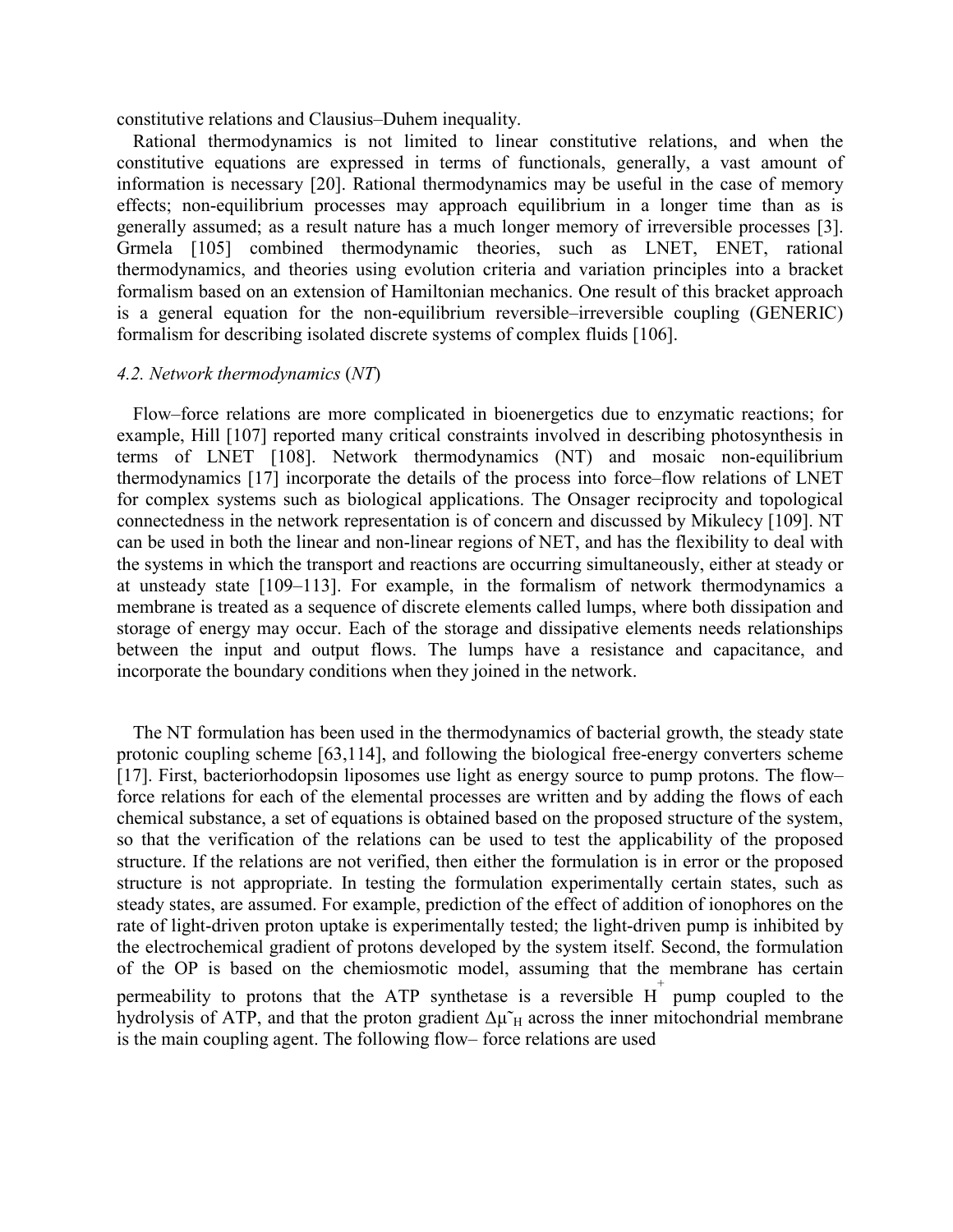constitutive relations and Clausius–Duhem inequality.

Rational thermodynamics is not limited to linear constitutive relations, and when the constitutive equations are expressed in terms of functionals, generally, a vast amount of information is necessary [20]. Rational thermodynamics may be useful in the case of memory effects; non-equilibrium processes may approach equilibrium in a longer time than as is generally assumed; as a result nature has a much longer memory of irreversible processes [3]. Grmela [105] combined thermodynamic theories, such as LNET, ENET, rational thermodynamics, and theories using evolution criteria and variation principles into a bracket formalism based on an extension of Hamiltonian mechanics. One result of this bracket approach is a general equation for the non-equilibrium reversible–irreversible coupling (GENERIC) formalism for describing isolated discrete systems of complex fluids [106].

### *4.2. Network thermodynamics* (*NT*)

Flow–force relations are more complicated in bioenergetics due to enzymatic reactions; for example, Hill [107] reported many critical constraints involved in describing photosynthesis in terms of LNET [108]. Network thermodynamics (NT) and mosaic non-equilibrium thermodynamics [17] incorporate the details of the process into force–flow relations of LNET for complex systems such as biological applications. The Onsager reciprocity and topological connectedness in the network representation is of concern and discussed by Mikulecy [109]. NT can be used in both the linear and non-linear regions of NET, and has the flexibility to deal with the systems in which the transport and reactions are occurring simultaneously, either at steady or at unsteady state [109–113]. For example, in the formalism of network thermodynamics a membrane is treated as a sequence of discrete elements called lumps, where both dissipation and storage of energy may occur. Each of the storage and dissipative elements needs relationships between the input and output flows. The lumps have a resistance and capacitance, and incorporate the boundary conditions when they joined in the network.

The NT formulation has been used in the thermodynamics of bacterial growth, the steady state protonic coupling scheme [63,114], and following the biological free-energy converters scheme [17]. First, bacteriorhodopsin liposomes use light as energy source to pump protons. The flow–force relations for each of the elemental processes are written and by adding the flows of each chemical substance, a set of equations is obtained based on the proposed structure of the system, so that the verification of the relations can be used to test the applicability of the proposed structure. If the relations are not verified, then either the formulation is in error or the proposed structure is not appropriate. In testing the formulation experimentally certain states, such as steady states, are assumed. For example, prediction of the effect of addition of ionophores on the rate of light-driven proton uptake is experimentally tested; the light-driven pump is inhibited by the electrochemical gradient of protons developed by the system itself. Second, the formulation of the OP is based on the chemiosmotic model, assuming that the membrane has certain permeability to protons that the ATP synthetase is a reversible $H^+$ pump coupled to the hydrolysis of ATP, and that the proton gradient $\Delta\tilde{\mu}_H$ across the inner mitochondrial membrane is the main coupling agent. The following flow– force relations are used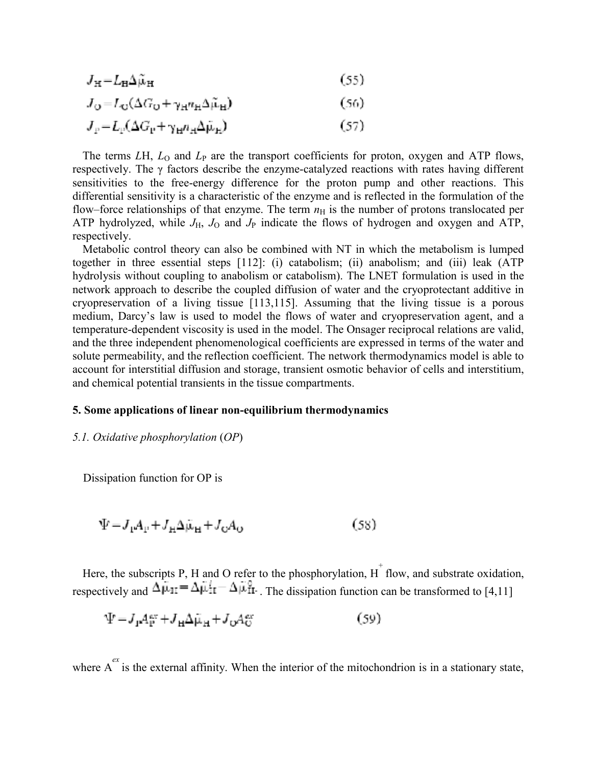$$J_H = L_H \Delta \tilde{\mu}_H \tag{55}$$

$$J_O = L_O(\Delta G_O + \gamma_H n_H \Delta \tilde{\mu}_H) \tag{56}$$

$$J_P = L_P(\Delta G_P + \gamma_H n_H \Delta \tilde{\mu}_H) \tag{57}$$

The terms $L$H, $L_O$ and $L_P$ are the transport coefficients for proton, oxygen and ATP flows, respectively. The γ factors describe the enzyme-catalyzed reactions with rates having different sensitivities to the free-energy difference for the proton pump and other reactions. This differential sensitivity is a characteristic of the enzyme and is reflected in the formulation of the flow–force relationships of that enzyme. The term $n_H$ is the number of protons translocated per ATP hydrolyzed, while $J_H$, $J_O$ and $J_P$ indicate the flows of hydrogen and oxygen and ATP, respectively.

Metabolic control theory can also be combined with NT in which the metabolism is lumped together in three essential steps [112]: (i) catabolism; (ii) anabolism; and (iii) leak (ATP hydrolysis without coupling to anabolism or catabolism). The LNET formulation is used in the network approach to describe the coupled diffusion of water and the cryoprotectant additive in cryopreservation of a living tissue [113,115]. Assuming that the living tissue is a porous medium, Darcy's law is used to model the flows of water and cryopreservation agent, and a temperature-dependent viscosity is used in the model. The Onsager reciprocal relations are valid, and the three independent phenomenological coefficients are expressed in terms of the water and solute permeability, and the reflection coefficient. The network thermodynamics model is able to account for interstitial diffusion and storage, transient osmotic behavior of cells and interstitium, and chemical potential transients in the tissue compartments.

## 5. Some applications of linear non-equilibrium thermodynamics

### *5.1. Oxidative phosphorylation* (*OP*)

Dissipation function for OP is

$$\Psi = J_P A_P + J_H \Delta \tilde{\mu}_H + J_O A_O \tag{58}$$

Here, the subscripts P, H and O refer to the phosphorylation, $H^+$ flow, and substrate oxidation, respectively and $\Delta \tilde{\mu}_H = \Delta \tilde{\mu}_H^i - \Delta \tilde{\mu}_H^o$. The dissipation function can be transformed to [4,11]

$$\Psi = J_P A_P^{ex} + J_H \Delta \tilde{\mu}_H + J_O A_O^{ex} \tag{59}$$

where $A^{ex}$ is the external affinity. When the interior of the mitochondrion is in a stationary state,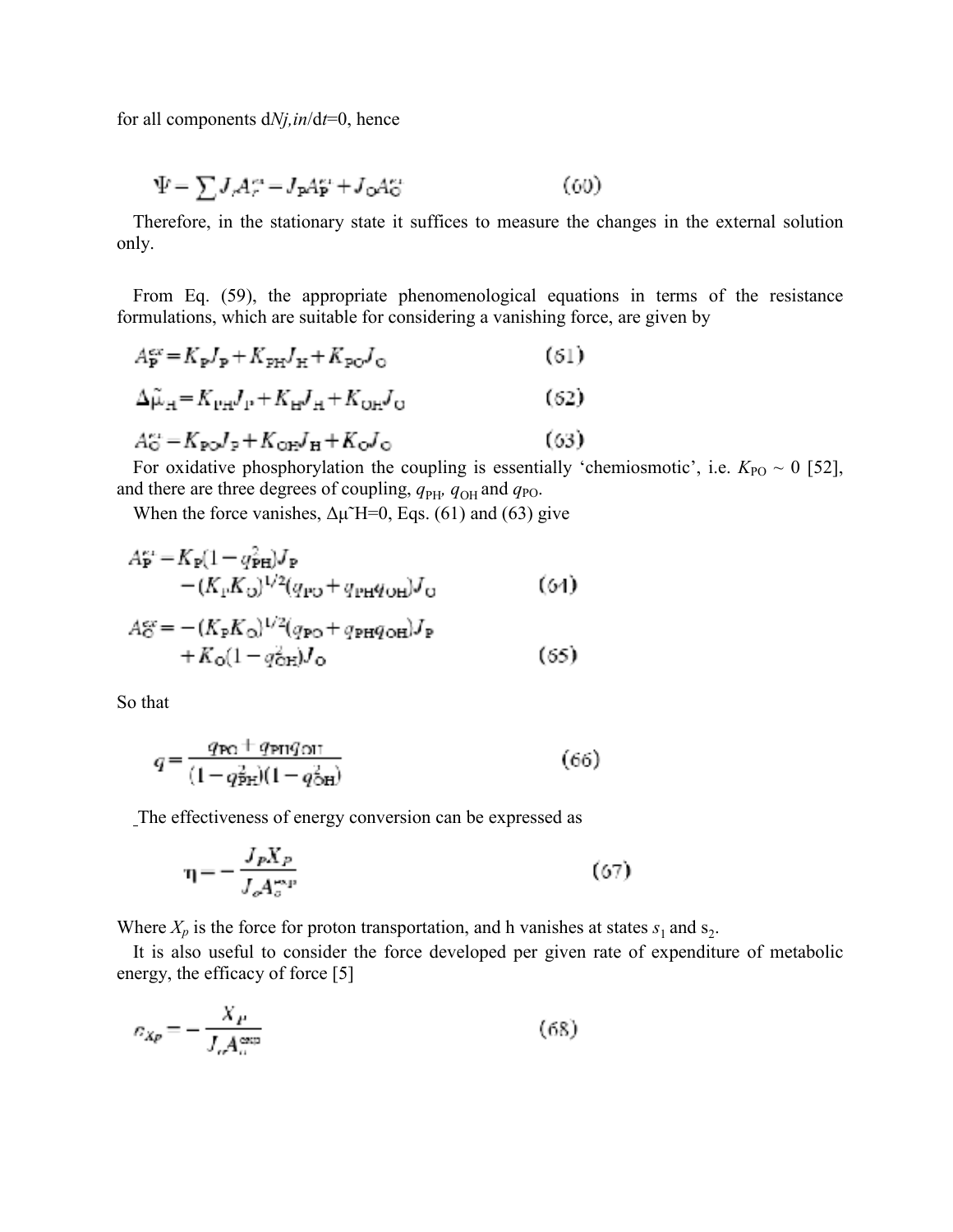for all components d$N_{j,in}$/d$t$=0, hence

$$\Psi = \sum J_r A_r^{ex} = J_P A_P^{ex} + J_O A_O^{ex} \tag{60}$$

Therefore, in the stationary state it suffices to measure the changes in the external solution only.

From Eq. (59), the appropriate phenomenological equations in terms of the resistance formulations, which are suitable for considering a vanishing force, are given by

$$A_P^{ex} = K_P J_P + K_{PH} J_H + K_{PO} J_O \tag{61}$$

$$\Delta\tilde{\mu}_H = K_{PH} J_P + K_H J_H + K_{OH} J_O \tag{62}$$

$$A_O^{ex} = K_{PO} J_P + K_{OH} J_H + K_O J_O \tag{63}$$

For oxidative phosphorylation the coupling is essentially 'chemiosmotic', i.e. $K_{PO} \sim 0$ [52], and there are three degrees of coupling, $q_{PH}$, $q_{OH}$ and $q_{PO}$.

When the force vanishes, $\Delta\tilde{\mu}_H=0$, Eqs. (61) and (63) give

$$A_P^{ex} = K_P(1-q_{PH}^2)J_P - (K_P K_O)^{1/2}(q_{PO}+q_{PH}q_{OH})J_O \tag{64}$$

$$A_O^{ex} = -(K_P K_O)^{1/2}(q_{PO}+q_{PH}q_{OH})J_P + K_O(1-q_{OH}^2)J_O \tag{65}$$

So that

$$q = \frac{q_{PO}+q_{PH}q_{OH}}{(1-q_{PH}^2)(1-q_{OH}^2)} \tag{66}$$

The effectiveness of energy conversion can be expressed as

$$\eta = -\frac{J_P X_P}{J_o A_o^{exp}} \tag{67}$$

Where $X_p$ is the force for proton transportation, and h vanishes at states $s_1$ and $s_2$.

It is also useful to consider the force developed per given rate of expenditure of metabolic energy, the efficacy of force [5]

$$e_{Xp} = -\frac{X_p}{J_o A_o^{exp}} \tag{68}$$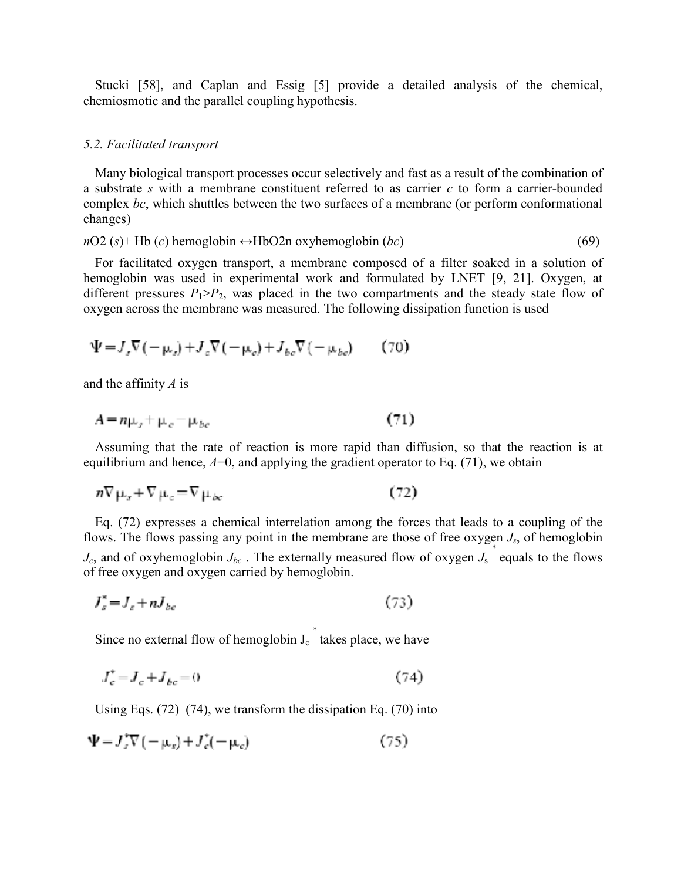Stucki [58], and Caplan and Essig [5] provide a detailed analysis of the chemical, chemiosmotic and the parallel coupling hypothesis.

### *5.2. Facilitated transport*

Many biological transport processes occur selectively and fast as a result of the combination of a substrate *s* with a membrane constituent referred to as carrier *c* to form a carrier-bounded complex *bc*, which shuttles between the two surfaces of a membrane (or perform conformational changes)

$n$O2 ($s$)+ Hb ($c$) hemoglobin ↔HbO2n oxyhemoglobin ($bc$) (69)

For facilitated oxygen transport, a membrane composed of a filter soaked in a solution of hemoglobin was used in experimental work and formulated by LNET [9, 21]. Oxygen, at different pressures $P_1>P_2$, was placed in the two compartments and the steady state flow of oxygen across the membrane was measured. The following dissipation function is used

$$\Psi = J_s\nabla(-\mu_s) + J_c\nabla(-\mu_c) + J_{bc}\nabla(-\mu_{bc}) \qquad (70)$$

and the affinity $A$ is

$$A = n\mu_s + \mu_c - \mu_{bc} \qquad (71)$$

Assuming that the rate of reaction is more rapid than diffusion, so that the reaction is at equilibrium and hence, $A$=0, and applying the gradient operator to Eq. (71), we obtain

$$n\nabla\mu_s + \nabla\mu_c = \nabla\mu_{bc} \qquad (72)$$

Eq. (72) expresses a chemical interrelation among the forces that leads to a coupling of the flows. The flows passing any point in the membrane are those of free oxygen $J_s$, of hemoglobin $J_c$, and of oxyhemoglobin $J_{bc}$ . The externally measured flow of oxygen $J_s^*$ equals to the flows of free oxygen and oxygen carried by hemoglobin.

$$J_s^* = J_s + nJ_{bc} \qquad (73)$$

Since no external flow of hemoglobin $J_c^*$ takes place, we have

$$J_c^* = J_c + J_{bc} = 0 \qquad (74)$$

Using Eqs. (72)–(74), we transform the dissipation Eq. (70) into

$$\Psi = J_s^*\nabla(-\mu_s) + J_c^*(-\mu_c) \qquad (75)$$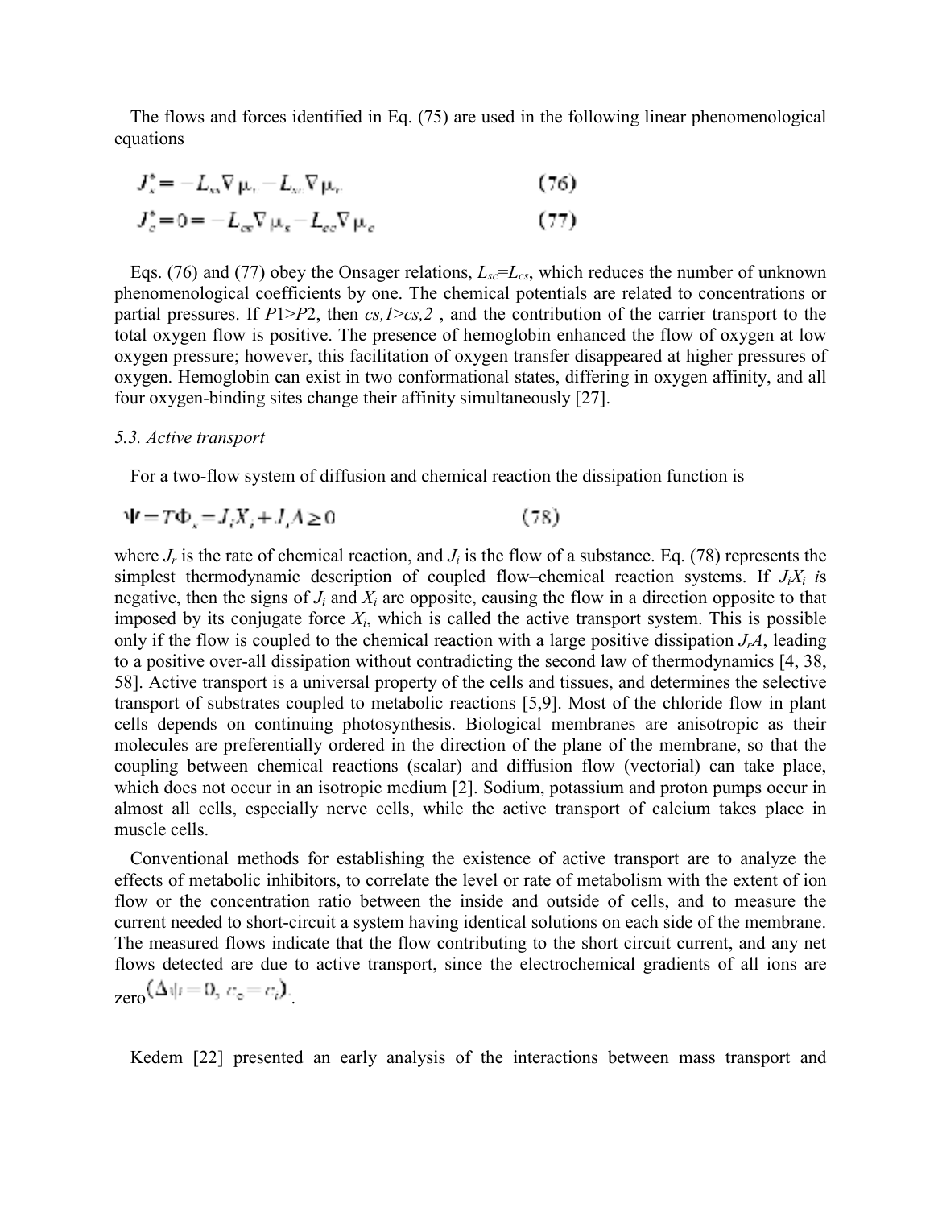The flows and forces identified in Eq. (75) are used in the following linear phenomenological equations

$$J_s^* = -L_{ss}\nabla\mu_s - L_{sc}\nabla\mu_c \qquad (76)$$

$$J_c^* = 0 = -L_{cs}\nabla\mu_s - L_{cc}\nabla\mu_c \qquad (77)$$

Eqs. (76) and (77) obey the Onsager relations, $L_{sc}$=$L_{cs}$, which reduces the number of unknown phenomenological coefficients by one. The chemical potentials are related to concentrations or partial pressures. If $P1>P2$, then $c_{s,1}>c_{s,2}$ , and the contribution of the carrier transport to the total oxygen flow is positive. The presence of hemoglobin enhanced the flow of oxygen at low oxygen pressure; however, this facilitation of oxygen transfer disappeared at higher pressures of oxygen. Hemoglobin can exist in two conformational states, differing in oxygen affinity, and all four oxygen-binding sites change their affinity simultaneously [27].

### *5.3. Active transport*

For a two-flow system of diffusion and chemical reaction the dissipation function is

$$\Psi = T\Phi_s = J_i X_i + J_r A \geq 0 \qquad (78)$$

where $J_r$ is the rate of chemical reaction, and $J_i$ is the flow of a substance. Eq. (78) represents the simplest thermodynamic description of coupled flow–chemical reaction systems. If $J_iX_i$ is negative, then the signs of $J_i$ and $X_i$ are opposite, causing the flow in a direction opposite to that imposed by its conjugate force $X_i$, which is called the active transport system. This is possible only if the flow is coupled to the chemical reaction with a large positive dissipation $J_rA$, leading to a positive over-all dissipation without contradicting the second law of thermodynamics [4, 38, 58]. Active transport is a universal property of the cells and tissues, and determines the selective transport of substrates coupled to metabolic reactions [5,9]. Most of the chloride flow in plant cells depends on continuing photosynthesis. Biological membranes are anisotropic as their molecules are preferentially ordered in the direction of the plane of the membrane, so that the coupling between chemical reactions (scalar) and diffusion flow (vectorial) can take place, which does not occur in an isotropic medium [2]. Sodium, potassium and proton pumps occur in almost all cells, especially nerve cells, while the active transport of calcium takes place in muscle cells.

Conventional methods for establishing the existence of active transport are to analyze the effects of metabolic inhibitors, to correlate the level or rate of metabolism with the extent of ion flow or the concentration ratio between the inside and outside of cells, and to measure the current needed to short-circuit a system having identical solutions on each side of the membrane. The measured flows indicate that the flow contributing to the short circuit current, and any net flows detected are due to active transport, since the electrochemical gradients of all ions are zero $(\Delta\psi = 0,\ c_o = c_i)$.

Kedem [22] presented an early analysis of the interactions between mass transport and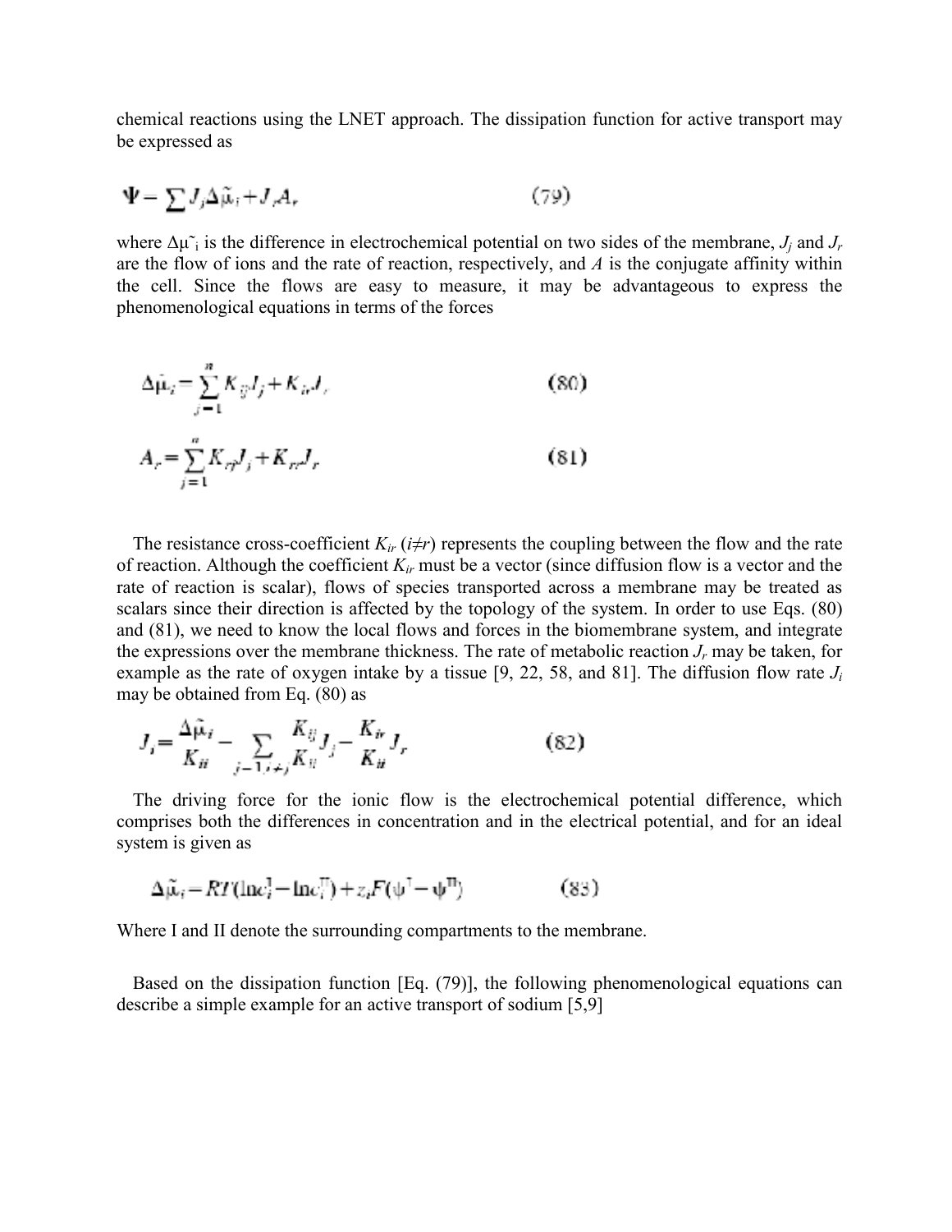chemical reactions using the LNET approach. The dissipation function for active transport may be expressed as

$$\Psi = \sum J_j \Delta\tilde{\mu}_i + J_r A_r \qquad (79)$$

where $\Delta\tilde{\mu}_i$ is the difference in electrochemical potential on two sides of the membrane, $J_j$ and $J_r$ are the flow of ions and the rate of reaction, respectively, and $A$ is the conjugate affinity within the cell. Since the flows are easy to measure, it may be advantageous to express the phenomenological equations in terms of the forces

$$\Delta\tilde{\mu}_i = \sum_{j=1}^{n} K_{ij} J_j + K_{ir} J_r \qquad (80)$$

$$A_r = \sum_{j=1}^{n} K_{rj} J_j + K_{rr} J_r \qquad (81)$$

The resistance cross-coefficient $K_{ir}$ ($i \neq r$) represents the coupling between the flow and the rate of reaction. Although the coefficient $K_{ir}$ must be a vector (since diffusion flow is a vector and the rate of reaction is scalar), flows of species transported across a membrane may be treated as scalars since their direction is affected by the topology of the system. In order to use Eqs. (80) and (81), we need to know the local flows and forces in the biomembrane system, and integrate the expressions over the membrane thickness. The rate of metabolic reaction $J_r$ may be taken, for example as the rate of oxygen intake by a tissue [9, 22, 58, and 81]. The diffusion flow rate $J_i$ may be obtained from Eq. (80) as

$$J_i = \frac{\Delta\tilde{\mu}_i}{K_{ii}} - \sum_{j=1, i\neq j} \frac{K_{ij}}{K_{ii}} J_j - \frac{K_{ir}}{K_{ii}} J_r \qquad (82)$$

The driving force for the ionic flow is the electrochemical potential difference, which comprises both the differences in concentration and in the electrical potential, and for an ideal system is given as

$$\Delta\tilde{\mu}_i = RT(\ln c_i^{\mathrm{I}} - \ln c_i^{\mathrm{II}}) + z_i F(\psi^{\mathrm{I}} - \psi^{\mathrm{II}}) \qquad (83)$$

Where I and II denote the surrounding compartments to the membrane.

Based on the dissipation function [Eq. (79)], the following phenomenological equations can describe a simple example for an active transport of sodium [5,9]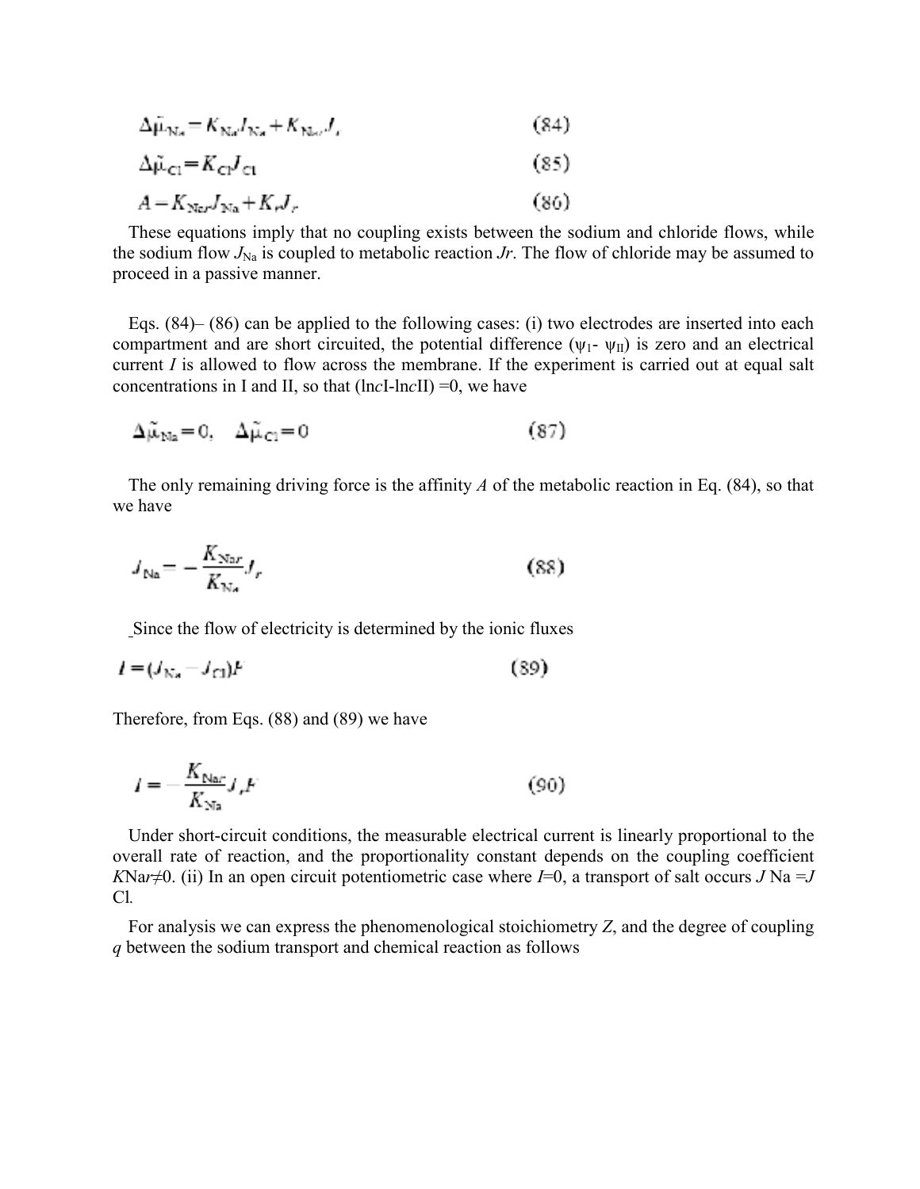$$\Delta\tilde{\mu}_{Na} = K_{Na}J_{Na} + K_{Nar}J_r \tag{84}$$

$$\Delta\tilde{\mu}_{Cl} = K_{Cl}J_{Cl} \tag{85}$$

$$A = K_{Nar}J_{Na} + K_rJ_r \tag{86}$$

These equations imply that no coupling exists between the sodium and chloride flows, while the sodium flow $J_{Na}$ is coupled to metabolic reaction $J_r$. The flow of chloride may be assumed to proceed in a passive manner.

Eqs. (84)– (86) can be applied to the following cases: (i) two electrodes are inserted into each compartment and are short circuited, the potential difference ($\psi_I$- $\psi_{II}$) is zero and an electrical current $I$ is allowed to flow across the membrane. If the experiment is carried out at equal salt concentrations in I and II, so that ($\ln c$I-$\ln c$II) =0, we have

$$\Delta\tilde{\mu}_{Na} = 0, \quad \Delta\tilde{\mu}_{Cl} = 0 \tag{87}$$

The only remaining driving force is the affinity $A$ of the metabolic reaction in Eq. (84), so that we have

$$J_{Na} = -\frac{K_{Nar}}{K_{Na}}J_r \tag{88}$$

Since the flow of electricity is determined by the ionic fluxes

$$I = (J_{Na} - J_{Cl})F \tag{89}$$

Therefore, from Eqs. (88) and (89) we have

$$I = -\frac{K_{Nar}}{K_{Na}}J_rF \tag{90}$$

Under short-circuit conditions, the measurable electrical current is linearly proportional to the overall rate of reaction, and the proportionality constant depends on the coupling coefficient $K_{Nar} \neq 0$. (ii) In an open circuit potentiometric case where $I=0$, a transport of salt occurs $J_{Na} = J_{Cl}$.

For analysis we can express the phenomenological stoichiometry $Z$, and the degree of coupling $q$ between the sodium transport and chemical reaction as follows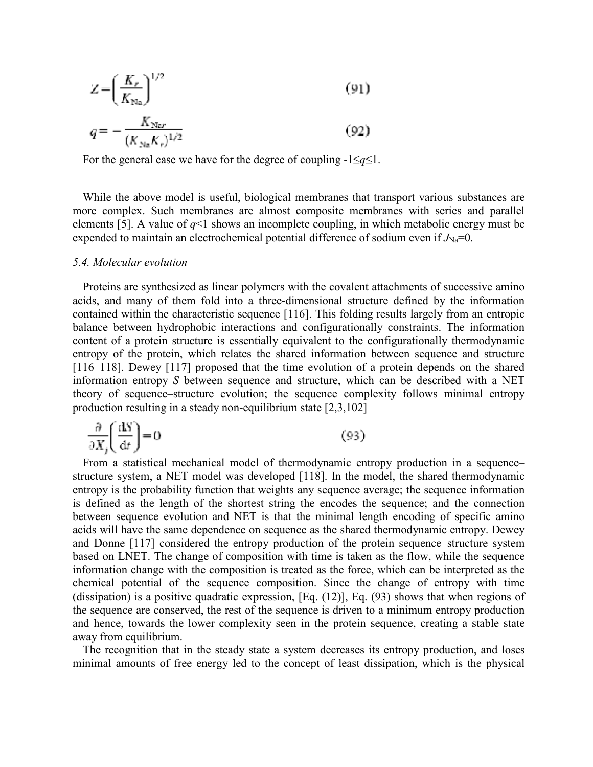$$Z = \left( \frac{K_r}{K_{Na}} \right)^{1/2} \tag{91}$$

$$q = -\frac{K_{Nar}}{(K_{Na} K_r)^{1/2}} \tag{92}$$

For the general case we have for the degree of coupling $-1 \leq q \leq 1$.

While the above model is useful, biological membranes that transport various substances are more complex. Such membranes are almost composite membranes with series and parallel elements [5]. A value of $q<1$ shows an incomplete coupling, in which metabolic energy must be expended to maintain an electrochemical potential difference of sodium even if $J_{Na}=0$.

*5.4. Molecular evolution*

Proteins are synthesized as linear polymers with the covalent attachments of successive amino acids, and many of them fold into a three-dimensional structure defined by the information contained within the characteristic sequence [116]. This folding results largely from an entropic balance between hydrophobic interactions and configurationally constraints. The information content of a protein structure is essentially equivalent to the configurationally thermodynamic entropy of the protein, which relates the shared information between sequence and structure [116–118]. Dewey [117] proposed that the time evolution of a protein depends on the shared information entropy $S$ between sequence and structure, which can be described with a NET theory of sequence–structure evolution; the sequence complexity follows minimal entropy production resulting in a steady non-equilibrium state [2,3,102]

$$\frac{\partial}{\partial X_j} \left( \frac{dS}{dt} \right) = 0 \tag{93}$$

From a statistical mechanical model of thermodynamic entropy production in a sequence–structure system, a NET model was developed [118]. In the model, the shared thermodynamic entropy is the probability function that weights any sequence average; the sequence information is defined as the length of the shortest string the encodes the sequence; and the connection between sequence evolution and NET is that the minimal length encoding of specific amino acids will have the same dependence on sequence as the shared thermodynamic entropy. Dewey and Donne [117] considered the entropy production of the protein sequence–structure system based on LNET. The change of composition with time is taken as the flow, while the sequence information change with the composition is treated as the force, which can be interpreted as the chemical potential of the sequence composition. Since the change of entropy with time (dissipation) is a positive quadratic expression, [Eq. (12)], Eq. (93) shows that when regions of the sequence are conserved, the rest of the sequence is driven to a minimum entropy production and hence, towards the lower complexity seen in the protein sequence, creating a stable state away from equilibrium.

The recognition that in the steady state a system decreases its entropy production, and loses minimal amounts of free energy led to the concept of least dissipation, which is the physical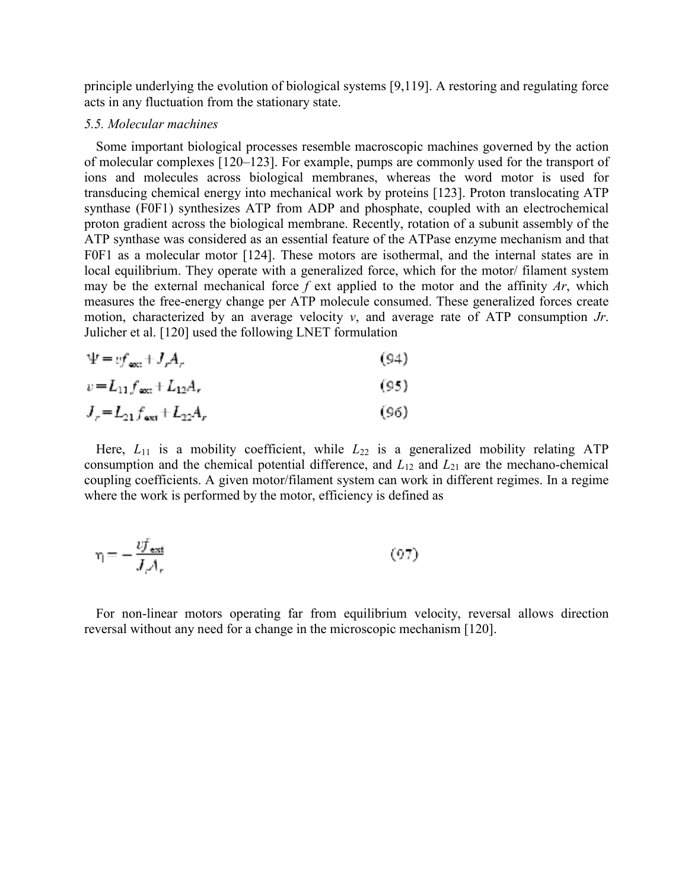principle underlying the evolution of biological systems [9,119]. A restoring and regulating force acts in any fluctuation from the stationary state.

### *5.5. Molecular machines*

Some important biological processes resemble macroscopic machines governed by the action of molecular complexes [120–123]. For example, pumps are commonly used for the transport of ions and molecules across biological membranes, whereas the word motor is used for transducing chemical energy into mechanical work by proteins [123]. Proton translocating ATP synthase (F0F1) synthesizes ATP from ADP and phosphate, coupled with an electrochemical proton gradient across the biological membrane. Recently, rotation of a subunit assembly of the ATP synthase was considered as an essential feature of the ATPase enzyme mechanism and that F0F1 as a molecular motor [124]. These motors are isothermal, and the internal states are in local equilibrium. They operate with a generalized force, which for the motor/ filament system may be the external mechanical force $f$ ext applied to the motor and the affinity $A_r$, which measures the free-energy change per ATP molecule consumed. These generalized forces create motion, characterized by an average velocity $v$, and average rate of ATP consumption $J_r$. Julicher et al. [120] used the following LNET formulation

$$\Psi = v f_{ext} + J_r A_r \tag{94}$$

$$v = L_{11} f_{ext} + L_{12} A_r \tag{95}$$

$$J_r = L_{21} f_{ext} + L_{22} A_r \tag{96}$$

Here, $L_{11}$ is a mobility coefficient, while $L_{22}$ is a generalized mobility relating ATP consumption and the chemical potential difference, and $L_{12}$ and $L_{21}$ are the mechano-chemical coupling coefficients. A given motor/filament system can work in different regimes. In a regime where the work is performed by the motor, efficiency is defined as

$$\eta = -\frac{v f_{ext}}{J_r A_r} \tag{97}$$

For non-linear motors operating far from equilibrium velocity, reversal allows direction reversal without any need for a change in the microscopic mechanism [120].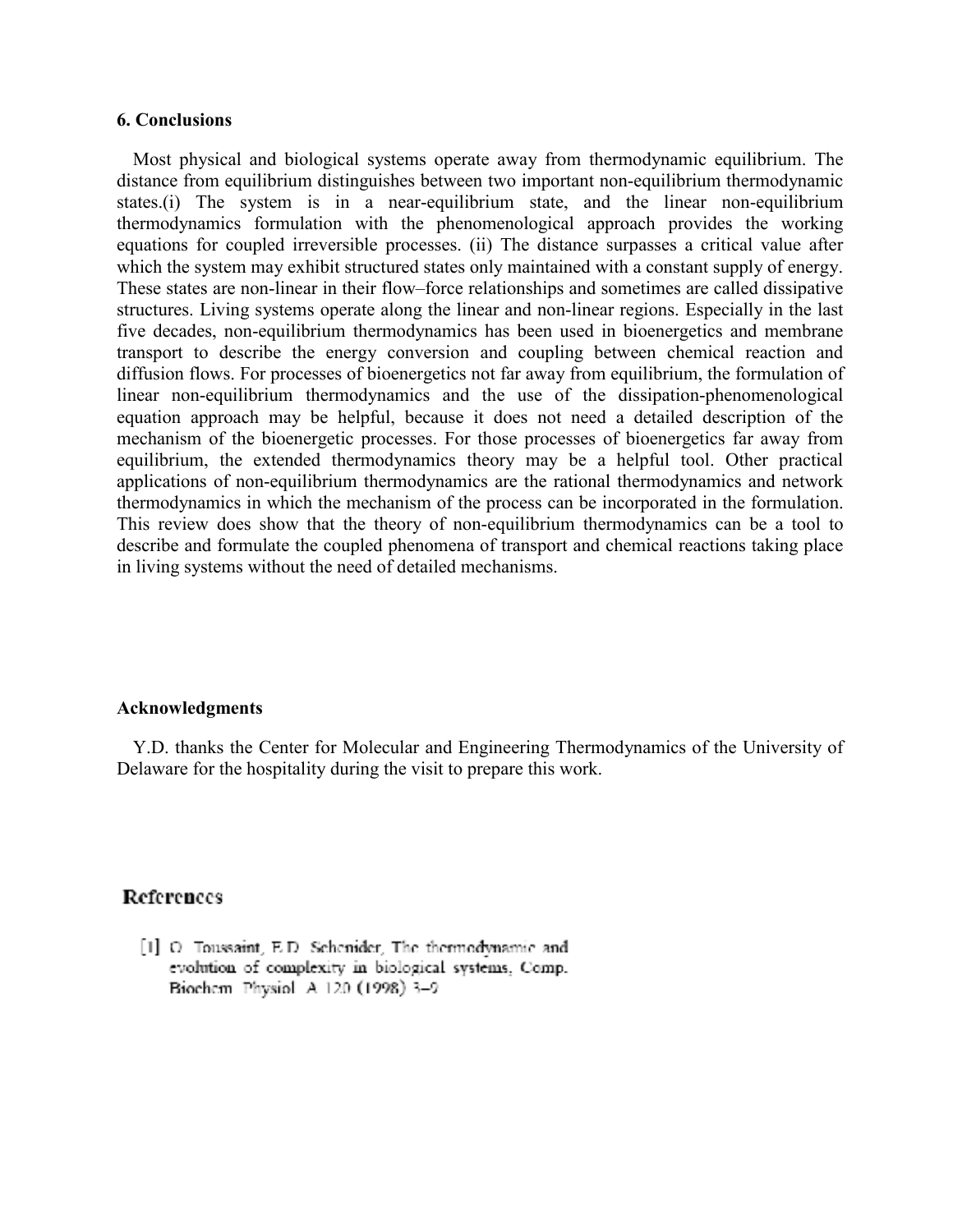## 6. Conclusions

Most physical and biological systems operate away from thermodynamic equilibrium. The distance from equilibrium distinguishes between two important non-equilibrium thermodynamic states.(i) The system is in a near-equilibrium state, and the linear non-equilibrium thermodynamics formulation with the phenomenological approach provides the working equations for coupled irreversible processes. (ii) The distance surpasses a critical value after which the system may exhibit structured states only maintained with a constant supply of energy. These states are non-linear in their flow–force relationships and sometimes are called dissipative structures. Living systems operate along the linear and non-linear regions. Especially in the last five decades, non-equilibrium thermodynamics has been used in bioenergetics and membrane transport to describe the energy conversion and coupling between chemical reaction and diffusion flows. For processes of bioenergetics not far away from equilibrium, the formulation of linear non-equilibrium thermodynamics and the use of the dissipation-phenomenological equation approach may be helpful, because it does not need a detailed description of the mechanism of the bioenergetic processes. For those processes of bioenergetics far away from equilibrium, the extended thermodynamics theory may be a helpful tool. Other practical applications of non-equilibrium thermodynamics are the rational thermodynamics and network thermodynamics in which the mechanism of the process can be incorporated in the formulation. This review does show that the theory of non-equilibrium thermodynamics can be a tool to describe and formulate the coupled phenomena of transport and chemical reactions taking place in living systems without the need of detailed mechanisms.

## Acknowledgments

Y.D. thanks the Center for Molecular and Engineering Thermodynamics of the University of Delaware for the hospitality during the visit to prepare this work.

## References

[1] O. Toussaint, E.D. Schenider, The thermodynamic and evolution of complexity in biological systems, Comp. Biochem. Physiol. A 120 (1998) 3–9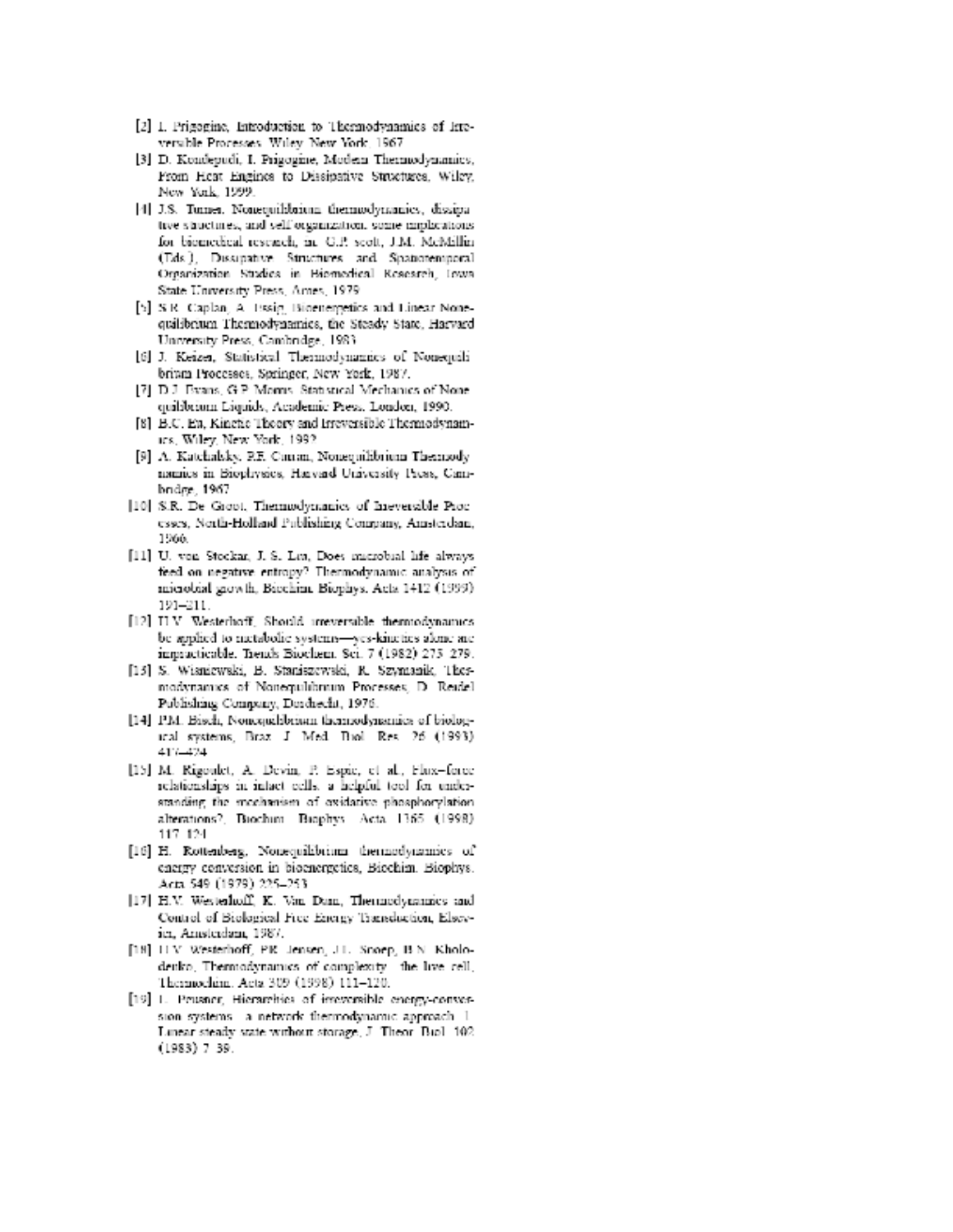[2] I. Prigogine, Introduction to Thermodynamics of Irreversible Processes, Wiley, New York, 1967.

[3] D. Kondepudi, I. Prigogine, Modern Thermodynamics, From Heat Engines to Dissipative Structures, Wiley, New York, 1999.

[4] J.S. Turner, Nonequilibrium thermodynamics, dissipative structures, and self-organization: some implications for biomedical research, in: G.P. Scott, J.M. McMillin (Eds.), Dissipative Structures and Spatiotemporal Organization Studies in Biomedical Research, Iowa State University Press, Ames, 1979.

[5] S.R. Caplan, A. Essig, Bioenergetics and Linear Nonequilibrium Thermodynamics, the Steady State, Harvard University Press, Cambridge, 1983.

[6] J. Keizer, Statistical Thermodynamics of Nonequilibrium Processes, Springer, New York, 1987.

[7] D.J. Evans, G.P. Morris, Statistical Mechanics of Nonequilibrium Liquids, Academic Press, London, 1990.

[8] B.C. Eu, Kinetic Theory and Irreversible Thermodynamics, Wiley, New York, 1992.

[9] A. Katchalsky, P.F. Curran, Nonequilibrium Thermodynamics in Biophysics, Harvard University Press, Cambridge, 1967.

[10] S.R. De Groot, Thermodynamics of Irreversible Processes, North-Holland Publishing Company, Amsterdam, 1966.

[11] U. von Stockar, J. S. Liu, Does microbial life always feed on negative entropy? Thermodynamic analysis of microbial growth, Biochim. Biophys. Acta 1412 (1999) 191–211.

[12] H.V. Westerhoff, Should irreversible thermodynamics be applied to metabolic systems—yes-kinetics alone are impracticable. Trends Biochem. Sci. 7 (1982) 275–279.

[13] S. Wisniewski, B. Staniszewski, R. Szymanik, Thermodynamics of Nonequilibrium Processes, D. Reidel Publishing Company, Dordrecht, 1976.

[14] P.M. Bisch, Nonequilibrium thermodynamics of biological systems, Braz. J. Med. Biol. Res. 26 (1993) 417–424.

[15] M. Rigoulet, A. Devin, P. Espie, et al., Flux–force relationships in intact cells: a helpful tool for understanding the mechanism of oxidative phosphorylation alterations?, Biochim. Biophys. Acta 1365 (1998) 117–124.

[16] H. Rottenberg, Nonequilibrium thermodynamics of energy conversion in bioenergetics, Biochim. Biophys. Acta 549 (1979) 225–253.

[17] H.V. Westerhoff, K. Van Dam, Thermodynamics and Control of Biological Free Energy Transduction, Elsevier, Amsterdam, 1987.

[18] H.V. Westerhoff, P.R. Jensen, J.L. Snoep, B.N. Kholodenko, Thermodynamics of complexity: the live cell, Thermochim. Acta 309 (1998) 111–120.

[19] L. Peusner, Hierarchies of irreversible energy-conversion systems: a network thermodynamic approach. I. Linear steady state without storage, J. Theor. Biol. 102 (1983) 7–39.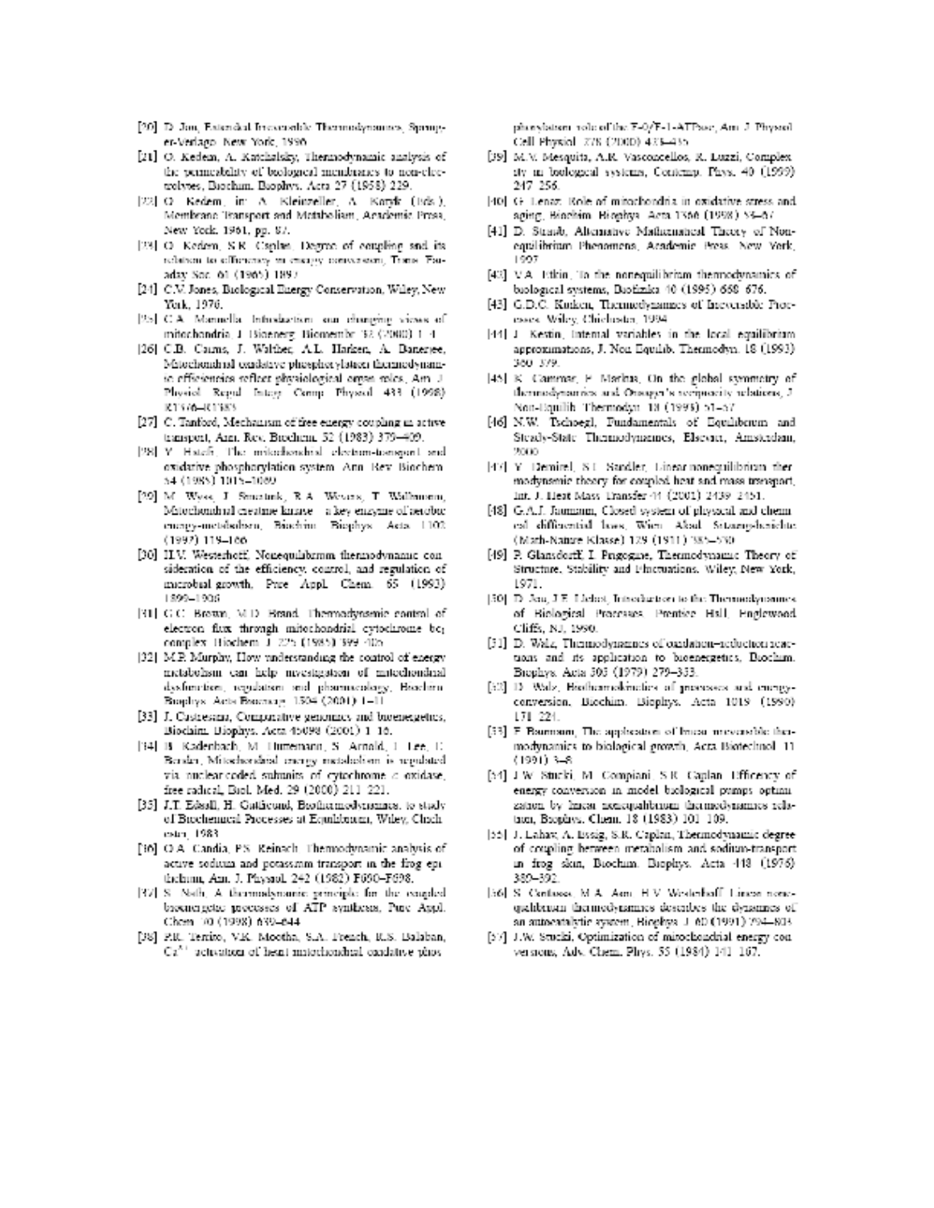[20] D. Jou, Extended Irreversible Thermodynamics, Springer-Verlag, New York, 1996.

[21] O. Kedem, A. Katchalsky, Thermodynamic analysis of the permeability of biological membranes to non-electrolytes, Biochim. Biophys. Acta 27 (1958) 229.

[22] O. Kedem, in: A. Kleinzeller, A. Kotyk (Eds.), Membrane Transport and Metabolism, Academic Press, New York, 1961, pp. 87.

[23] O. Kedem, S.R. Caplan, Degree of coupling and its relation to efficiency in energy conversion, Trans. Faraday Soc. 61 (1965) 1897.

[24] C.V. Jones, Biological Energy Conservation, Wiley, New York, 1976.

[25] C.A. Mannella, Introduction: our changing views of mitochondria, J. Bioenerg. Biomembr. 32 (2000) 1–4.

[26] C.B. Cairns, J. Walther, A.L. Harken, A. Banerjee, Mitochondrial oxidative phosphorylation thermodynamic efficiencies reflect physiological organ roles, Am. J. Physiol. Regul. Integr. Comp. Physiol. 433 (1998) R1376–R1383.

[27] C. Tanford, Mechanism of free energy coupling in active transport, Ann. Rev. Biochem. 52 (1983) 379–409.

[28] Y. Hatefi, The mitochondrial electron-transport and oxidative phosphorylation system, Ann. Rev. Biochem. 54 (1985) 1015–1069.

[29] M. Wyss, J. Smeitink, R.A. Wevers, T. Wallimann, Mitochondrial creatine kinase - a key enzyme of aerobic energy-metabolism, Biochim. Biophys. Acta 1102 (1992) 119–166.

[30] H.V. Westerhoff, Nonequilibrium thermodynamic consideration of the efficiency, control, and regulation of microbial growth, Pure Appl. Chem. 65 (1993) 1899–1906.

[31] G.C. Brown, M.D. Brand, Thermodynamic control of electron flux through mitochondrial cytochrome $bc_1$ complex, Biochem. J. 225 (1985) 399–405.

[32] M.P. Murphy, How understanding the control of energy metabolism can help investigation of mitochondrial dysfunction, regulation and pharmacology, Biochim. Biophys. Acta Bioenerg. 1504 (2001) 1–11.

[33] J. Castresana, Comparative genomics and bioenergetics, Biochim. Biophys. Acta 45098 (2001) 1–16.

[34] B. Kadenbach, M. Huttemann, S. Arnold, I. Lee, E. Bender, Mitochondrial energy metabolism is regulated via nuclear-coded subunits of cytochrome c oxidase, free radical, Biol. Med. 29 (2000) 211–221.

[35] J.T. Edsall, H. Gutfreund, Biothermodynamics: to study of Biochemical Processes at Equilibrium, Wiley, Chichester, 1983.

[36] O.A. Candia, P.S. Reinach, Thermodynamic analysis of active sodium and potassium transport in the frog epithelium, Am. J. Physiol. 242 (1982) F690–F698.

[37] S. Nath, A thermodynamic principle for the coupled bioenergetic processes of ATP synthesis, Pure Appl. Chem. 70 (1998) 639–644.

[38] P.R. Territo, V.K. Mootha, S.A. French, R.S. Balaban, $Ca^{2+}$ activation of heart mitochondrial oxidative phosphorylation: role of the F-0/F-1-ATPase, Am. J. Physiol. Cell Physiol. 278 (2000) 423–435.

[39] M.V. Mesquita, A.R. Vasconcellos, R. Luzzi, Complexity in biological systems, Contemp. Phys. 40 (1999) 247–256.

[40] G. Lenaz, Role of mitochondria in oxidative stress and aging, Biochim. Biophys. Acta 1366 (1998) 53–67.

[41] D. Straub, Alternative Mathematical Theory of Non-equilibrium Phenomena, Academic Press, New York, 1997.

[42] V.A. Etkin, To the nonequilibrium thermodynamics of biological systems, Biofizika 40 (1995) 668–676.

[43] G.D.C. Kuiken, Thermodynamics of Irreversible Processes, Wiley, Chichester, 1994.

[44] J. Kestin, Internal variables in the local equilibrium approximations, J. Non-Equilib. Thermodyn. 18 (1993) 360–379.

[45] K. Gambar, F. Markus, On the global symmetry of thermodynamics and Onsager's reciprocity relations, J. Non-Equilib. Thermodyn. 18 (1993) 51–57.

[46] N.W. Tschoegl, Fundamentals of Equilibrium and Steady-State Thermodynamics, Elsevier, Amsterdam, 2000.

[47] Y. Demirel, S.I. Sandler, Linear-nonequilibrium thermodynamic theory for coupled heat and mass transport, Int. J. Heat Mass Transfer 44 (2001) 2439–2451.

[48] G.A.J. Jaumann, Closed system of physical and chemical differential laws, Wien. Akad. Sitzungsberichte (Math-Natur Klasse) 120 (1911) 385–530.

[49] P. Glansdorff, I. Prigogine, Thermodynamic Theory of Structure, Stability and Fluctuations, Wiley, New York, 1971.

[50] D. Jou, J.E. Llebot, Introduction to the Thermodynamics of Biological Processes, Prentice Hall, Englewood Cliffs, NJ, 1990.

[51] D. Walz, Thermodynamics of oxidation–reduction reactions and its application to bioenergetics, Biochim. Biophys. Acta 505 (1979) 279–353.

[52] D. Walz, Biothermokinetics of processes and energy-conversion, Biochim. Biophys. Acta 1018 (1990) 171–221.

[53] F. Baumann, The application of linear irreversible thermodynamics to biological growth, Acta Biotechnol. 11 (1991) 3–8.

[54] J.W. Stucki, M. Compiani, S.R. Caplan, Efficiency of energy conversion in model biological pumps optimization by linear nonequilibrium thermodynamics relations, Biophys. Chem. 18 (1983) 101–109.

[55] J. Lahav, A. Essig, S.R. Caplan, Thermodynamic degree of coupling between metabolism and sodium-transport in frog skin, Biochim. Biophys. Acta 448 (1976) 389–392.

[56] S. Cortassa, M.A. Aon, H.V. Westerhoff, Linear nonequilibrium thermodynamics describes the dynamics of an autocatalytic system, Biophys. J. 60 (1991) 794–803.

[57] J.W. Stucki, Optimization of mitochondrial energy conversions, Adv. Chem. Phys. 55 (1984) 141–167.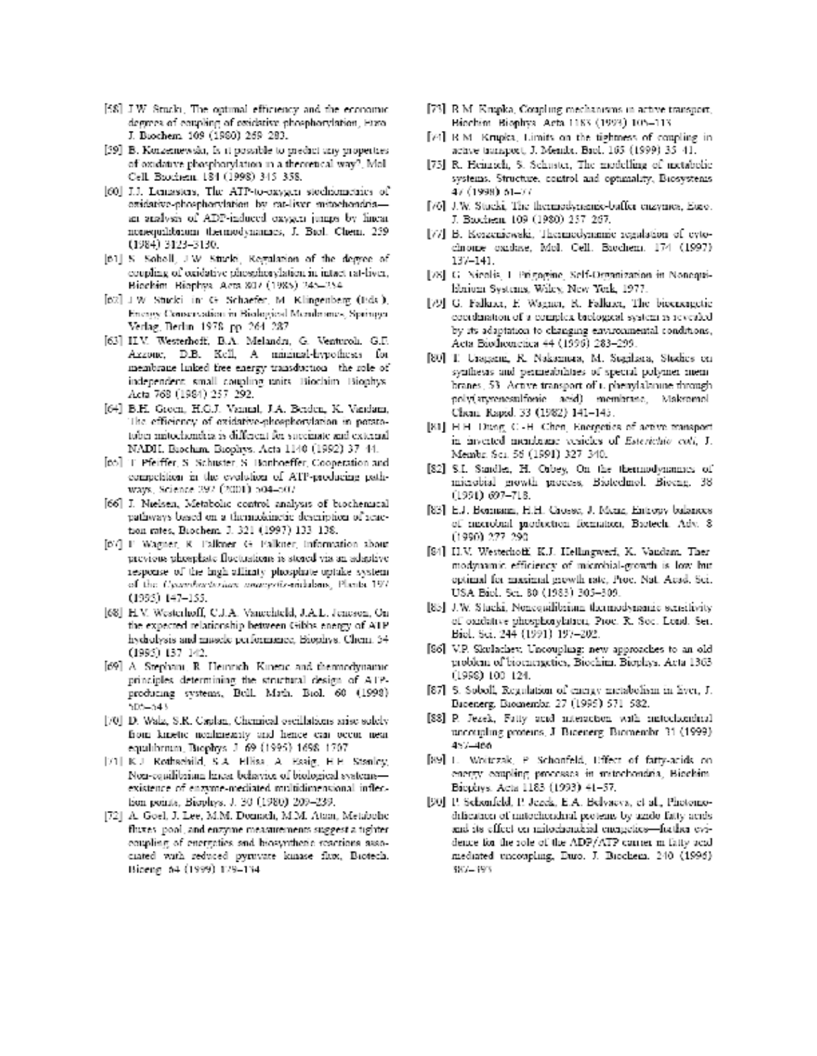[58] J.W. Stucki, The optimal efficiency and the economic degrees of coupling of oxidative phosphorylation, Euro. J. Biochem. 109 (1980) 269–283.

[59] B. Korzeniewski, Is it possible to predict any properties of oxidative phosphorylation in a theoretical way?, Mol. Cell. Biochem. 184 (1998) 345–358.

[60] J.J. Lemasters, The ATP-to-oxygen stoichiometries of oxidative-phosphorylation by rat-liver mitochondria—an analysis of ADP-induced oxygen jumps by linear nonequilibrium thermodynamics, J. Biol. Chem. 259 (1984) 3123–3130.

[61] S. Soboll, J.W. Stucki, Regulation of the degree of coupling of oxidative phosphorylation in intact rat-liver, Biochim. Biophys. Acta 807 (1985) 245–254.

[62] J.W. Stucki, in: G. Schaefer, M. Klingenberg (Eds.), Energy Conservation in Biological Membranes, Springer Verlag, Berlin, 1978, pp. 264–287.

[63] H.V. Westerhoff, B.A. Melandri, G. Venturoli, G.F. Azzone, D.B. Kell, A minimal-hypothesis for membrane linked free energy transduction—the role of independent, small coupling units, Biochim. Biophys. Acta 768 (1984) 257–292.

[64] B.H. Groen, H.G.J. Vaxmal, J.A. Berden, K. Vandam, The efficiency of oxidative-phosphorylation in potato-tuber mitochondria is different for succinate and external NADH, Biochim. Biophys. Acta 1140 (1992) 37–44.

[65] T. Pfeiffer, S. Schuster, S. Bonhoeffer, Cooperation and competition in the evolution of ATP-producing pathways, Science 292 (2001) 504–507.

[66] J. Nielsen, Metabolic control analysis of biochemical pathways based on a thermokinetic description of reaction rates, Biochem. J. 321 (1997) 133–138.

[67] F. Wagner, R. Falkner, G. Falkner, Information about previous phosphate fluctuations is stored via an adaptive response of the high affinity phosphate uptake system of the *Cyanobacterium anacystis-nidulans*, Planta 197 (1995) 147–155.

[68] H.V. Westerhoff, C.J.A. Vanechteld, J.A.L. Jeneson, On the expected relationship between Gibbs energy of ATP hydrolysis and muscle performance, Biophys. Chem. 54 (1995) 137–142.

[69] A. Stephani, R. Heinrich, Kinetic and thermodynamic principles determining the structural design of ATP-producing systems, Bull. Math. Biol. 60 (1998) 505–543.

[70] D. Walz, S.R. Caplan, Chemical oscillations arise solely from kinetic nonlinearity and hence can occur near equilibrium, Biophys. J. 69 (1995) 1698–1707.

[71] K.J. Rothschild, S.A. Ellias, A. Essig, H.E. Stanley, Non-equilibrium linear behavior of biological systems—existence of enzyme-mediated multidimensional inflection points, Biophys. J. 30 (1980) 209–230.

[72] A. Goel, J. Lee, M.M. Domach, M.M. Ataai, Metabolic fluxes, pool, and enzyme measurements suggest a tighter coupling of energetics and biosynthetic reactions associated with reduced pyruvate kinase flux, Biotech. Bioeng. 64 (1999) 129–134.

[73] R.M. Krupka, Coupling mechanisms in active transport, Biochim. Biophys. Acta 1183 (1993) 105–113.

[74] R.M. Krupka, Limits on the tightness of coupling in active transport, J. Membr. Biol. 165 (1999) 35–41.

[75] R. Heinrich, S. Schuster, The modelling of metabolic systems. Structure, control and optimality, Biosystems 47 (1998) 61–77.

[76] J.W. Stucki, The thermodynamic-buffer enzymes, Euro. J. Biochem. 109 (1980) 257–267.

[77] B. Korzeniewski, Thermodynamic regulation of cytochrome oxidase, Mol. Cell. Biochem. 174 (1997) 137–141.

[78] G. Nicolis, I. Prigogine, Self-Organization in Nonequilibrium Systems, Wiley, New York, 1977.

[79] G. Falkner, F. Wagner, R. Falkner, The bioenergetic coordination of a complex biological system is revealed by its adaptation to changing environmental conditions, Acta Biotheoretica 44 (1996) 283–299.

[80] T. Uragami, R. Nakamura, M. Sugihara, Studies on syntheses and permeabilities of special polymer membranes, 53. Active transport of L-phenylalanine through poly(styrenesulfonic acid) membranes, Makromol. Chem. Rapid. 33 (1982) 141–145.

[81] H.H. Dung, C.-H. Chen, Energetics of active transport in inverted membrane vesicles of *Escherichia coli*, J. Membr. Sci. 58 (1991) 327–340.

[82] S.I. Sandler, H. Orbey, On the thermodynamics of microbial growth process, Biotechnol. Bioeng. 38 (1991) 697–718.

[83] E.J. Bormann, H.H. Groese, J. Menz, Entropy balances of microbial production formation, Biotech. Adv. 8 (1990) 277–290.

[84] H.V. Westerhoff, K.J. Hellingwerf, K. Vandam, Thermodynamic efficiency of microbial-growth is low but optimal for maximal growth rate, Proc. Nat. Acad. Sci. USA Biol. Sci. 80 (1983) 305–309.

[85] J.W. Stucki, Nonequilibrium thermodynamic sensitivity of oxidative phosphorylation, Proc. R. Soc. Lond. Ser. Biol. Sci. 244 (1991) 197–202.

[86] V.P. Skulachev, Uncoupling: new approaches to an old problem of bioenergetics, Biochim. Biophys. Acta 1363 (1998) 100–124.

[87] S. Soboll, Regulation of energy metabolism in liver, J. Bioenerg. Biomembr. 27 (1995) 571–582.

[88] P. Jezek, Fatty acid interaction with mitochondrial uncoupling proteins, J. Bioenerg. Biomembr. 31 (1999) 457–466.

[89] L. Wojtczak, P. Schonfeld, Effect of fatty-acids on energy coupling processes in mitochondria, Biochim. Biophys. Acta 1183 (1993) 41–57.

[90] P. Schonfeld, P. Jezek, E.A. Belyaeva, et al., Photomodification of mitochondrial proteins by azido fatty acids and its effect on mitochondrial energetics—further evidence for the role of the ADP/ATP carrier in fatty acid mediated uncoupling, Euro. J. Biochem. 240 (1996) 387–393.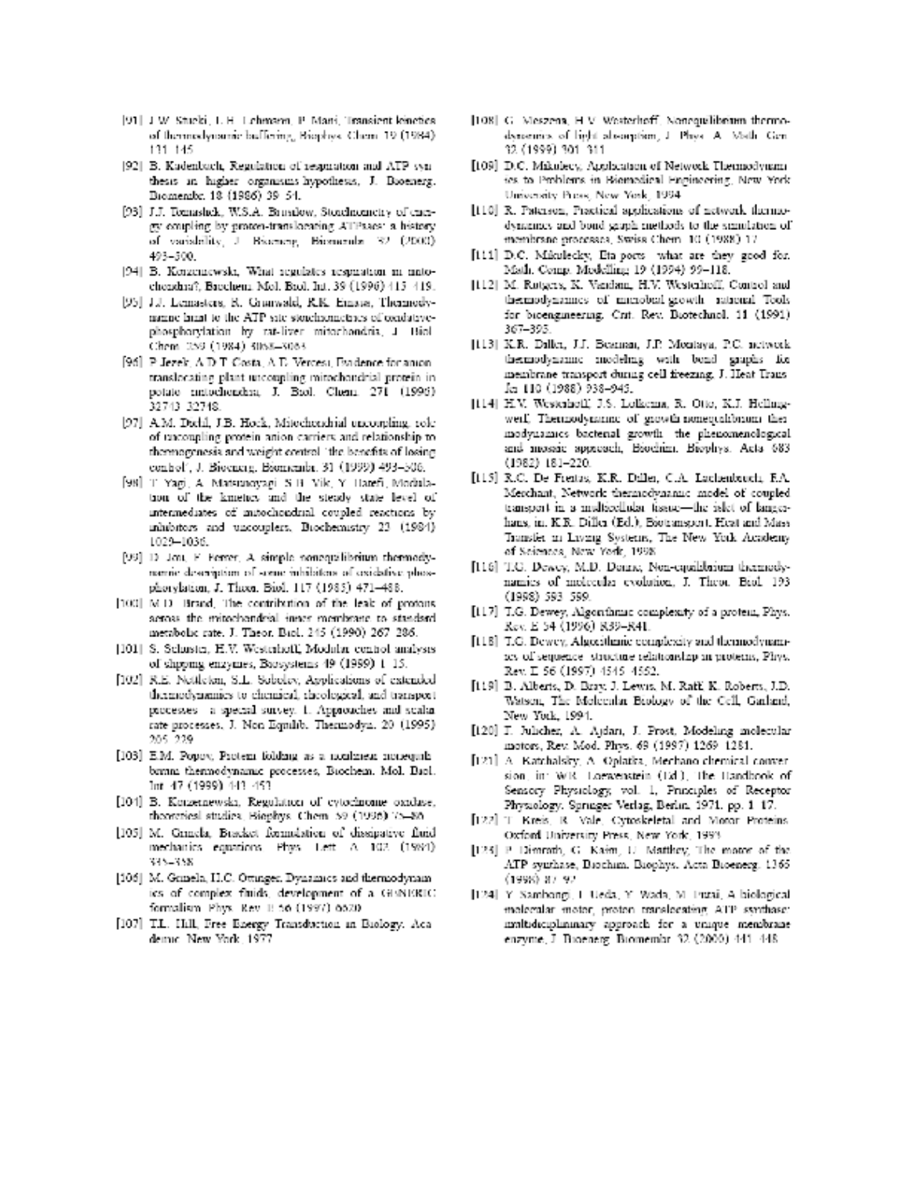[91] J.W. Stucki, L.H. Lehmann, P. Mani, Transient kinetics of thermodynamic buffering, Biophys. Chem. 19 (1984) 131–145.

[92] B. Kadenbach, Regulation of respiration and ATP synthesis in higher organisms: hypothesis, J. Bioenerg. Biomembr. 18 (1986) 39–54.

[93] J.J. Tomashek, W.S.A. Brusilow, Stoichiometry of energy coupling by proton-translocating ATPases: a history of variability, J. Bioenerg. Biomembr. 32 (2000) 493–500.

[94] B. Korzeniewski, What regulates respiration in mitochondria?, Biochem. Mol. Biol. Int. 39 (1996) 415–419.

[95] J.J. Lemasters, R. Grunwald, R.K. Emaus, Thermodynamic limit to the ATP site stoichiometries of oxidative phosphorylation by rat-liver mitochondria, J. Biol. Chem. 259 (1984) 3058–3063.

[96] P. Jezek, A.D.T. Costa, A.E. Vercesi, Evidence for anion-translocating plant uncoupling mitochondrial protein in potato mitochondria, J. Biol. Chem. 271 (1996) 32743–32748.

[97] A.M. Diehl, J.B. Hoek, Mitochondrial uncoupling: role of uncoupling protein anion carriers and relationship to thermogenesis and weight control 'the benefits of losing control', J. Bioenerg. Biomembr. 31 (1999) 493–506.

[98] T. Yagi, A. Matsunayagi, S.H. Vik, Y. Hatefi, Modulation of the kinetics and the steady state level of intermediates of mitochondrial coupled reactions by inhibitors and uncouplers, Biochemistry 23 (1984) 1029–1036.

[99] D. Jou, F. Ferrer, A simple nonequilibrium thermodynamic description of some inhibitors of oxidative phosphorylation, J. Theor. Biol. 117 (1985) 471–488.

[100] M.D. Brand, The contribution of the leak of protons across the mitochondrial inner membrane to standard metabolic rate, J. Theor. Biol. 145 (1990) 267–286.

[101] S. Schuster, H.V. Westerhoff, Modular control analysis of slipping enzymes, Biosystems 49 (1999) 1–15.

[102] R.E. Nettleton, S.L. Sobolev, Applications of extended thermodynamics to chemical, rheological, and transport processes—a special survey. I. Approaches and scalar rate processes, J. Non-Equilib. Thermodyn. 20 (1995) 205–229.

[103] E.M. Popov, Protein folding as a nonlinear nonequilibrium thermodynamic processes, Biochem. Mol. Biol. Int. 47 (1999) 443–453.

[104] B. Korzeniewski, Regulation of cytochrome oxidase, theoretical studies, Biophys. Chem. 59 (1996) 75–86.

[105] M. Grmela, Bracket formulation of dissipative fluid mechanics equations, Phys. Lett. A 102 (1984) 355–358.

[106] M. Grmela, H.C. Ottinger, Dynamics and thermodynamics of complex fluids, development of a GENERIC formalism, Phys. Rev. E 56 (1997) 6620.

[107] T.L. Hill, Free Energy Transduction in Biology, Academic, New York, 1977.

[108] G. Meszena, H.V. Westerhoff, Nonequilibrium thermodynamics of light absorption, J. Phys. A: Math. Gen. 32 (1999) 301–311.

[109] D.C. Mikulecky, Application of Network Thermodynamics to Problems in Biomedical Engineering, New York University Press, New York, 1994.

[110] R. Paterson, Practical applications of network thermodynamics and bond graph methods to the simulation of membrane processes, Swiss Chem. 10 (1988) 17.

[111] D.C. Mikulecky, Eta ports—what are they good for, Math. Comp. Modelling 19 (1994) 99–118.

[112] M. Rutgers, K. Vandam, H.V. Westerhoff, Control and thermodynamics of microbial growth—rational Tools for bioengineering, Crit. Rev. Biotechnol. 11 (1991) 367–395.

[113] K.R. Diller, J.J. Beaman, J.P. Montoya, P.C. network thermodynamic modeling with bond graphs for membrane transport during cell freezing, J. Heat Trans. Jct 110 (1988) 938–945.

[114] H.V. Westerhoff, J.S. Lolkema, R. Otto, K.J. Hellingwerf, Thermodynamic of growth nonequilibrium thermodynamics bacterial growth—the phenomenological and mosaic approach, Biochim. Biophys. Acta 683 (1982) 181–220.

[115] R.C. De Freitas, K.R. Diller, C.A. Lachenbruch, F.A. Merchant, Network thermodynamic model of coupled transport in a multicellular tissue—the islet of langerhans, in: K.R. Diller (Ed.), Biotransport: Heat and Mass Transfer in Living Systems, The New York Academy of Sciences, New York, 1998.

[116] T.G. Dewey, M.D. Donne, Non-equilibrium thermodynamics of molecular evolution, J. Theor. Biol. 193 (1998) 593–599.

[117] T.G. Dewey, Algorithmic complexity of a protein, Phys. Rev. E 54 (1996) R39–R41.

[118] T.G. Dewey, Algorithmic complexity and thermodynamics of sequence—structure relationship in proteins, Phys. Rev. E 56 (1997) 4545–4552.

[119] B. Alberts, D. Bray, J. Lewis, M. Raff, K. Roberts, J.D. Watson, The Molecular Biology of the Cell, Garland, New York, 1994.

[120] F. Julicher, A. Ajdari, J. Prost, Modeling molecular motors, Rev. Mod. Phys. 69 (1997) 1269–1281.

[121] A. Katchalsky, A. Oplatka, Mechano-chemical conversion, in: W.R. Loewenstein (Ed.), The Handbook of Sensory Physiology, vol. 1, Principles of Receptor Physiology, Springer Verlag, Berlin, 1971, pp. 1–17.

[122] T. Kreis, R. Vale, Cytoskeletal and Motor Proteins, Oxford University Press, New York, 1993.

[123] P. Dimroth, G. Kaim, U. Matthey, The motor of the ATP synthase, Biochim. Biophys. Acta Bioenerg. 1365 (1998) 87–92.

[124] Y. Sambongi, I. Ueda, Y. Wada, M. Futai, A biological molecular motor, proton translocating ATP synthase: multidisciplinary approach for a unique membrane enzyme, J. Bioenerg. Biomembr. 32 (2000) 441–448.